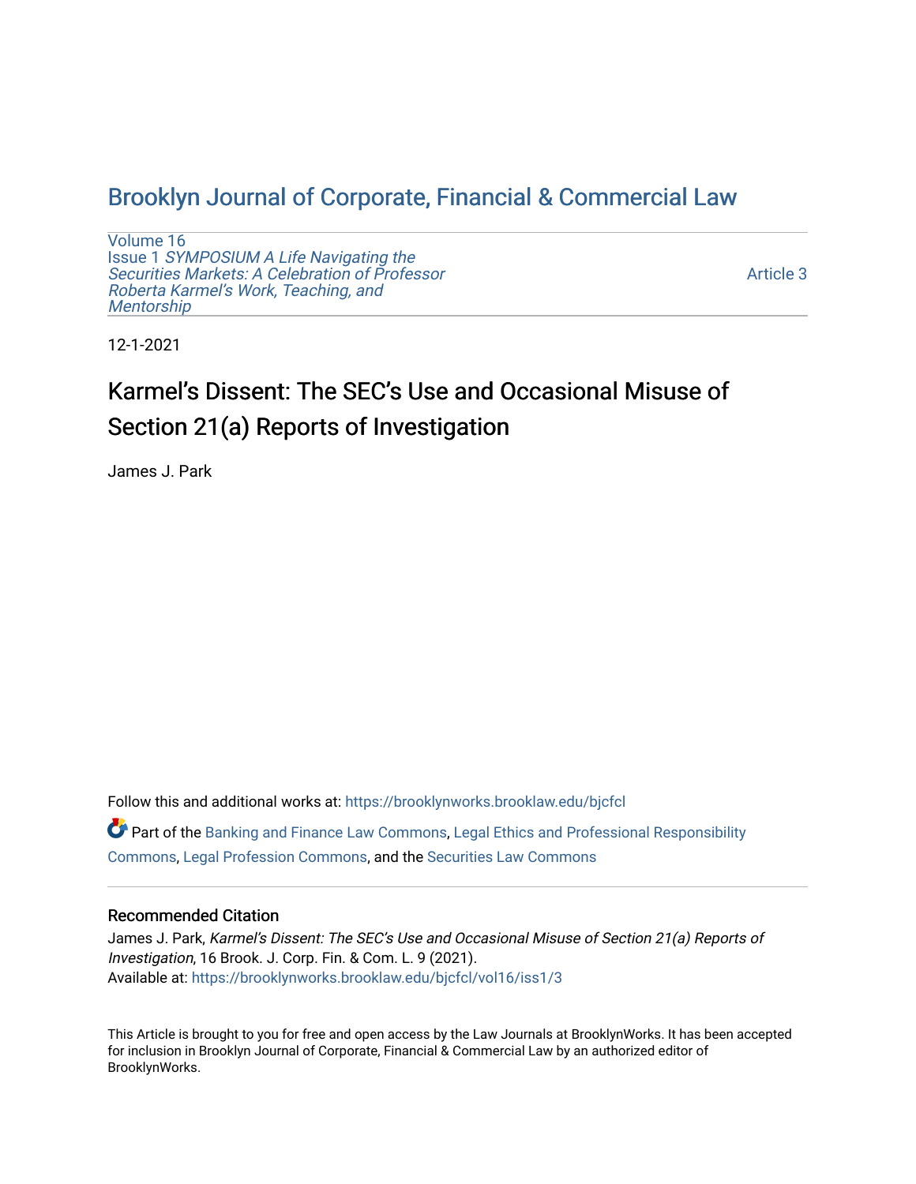# Brooklyn Journal of Corporate, Financial & Commercial Law

Volume 16
Issue 1 *SYMPOSIUM A Life Navigating the Securities Markets: A Celebration of Professor Roberta Karmel's Work, Teaching, and Mentorship*

Article 3

12-1-2021

## Karmel's Dissent: The SEC's Use and Occasional Misuse of Section 21(a) Reports of Investigation

James J. Park

Follow this and additional works at: https://brooklynworks.brooklaw.edu/bjcfcl

Part of the Banking and Finance Law Commons, Legal Ethics and Professional Responsibility Commons, Legal Profession Commons, and the Securities Law Commons

### Recommended Citation

James J. Park, *Karmel's Dissent: The SEC's Use and Occasional Misuse of Section 21(a) Reports of Investigation*, 16 Brook. J. Corp. Fin. & Com. L. 9 (2021).
Available at: https://brooklynworks.brooklaw.edu/bjcfcl/vol16/iss1/3

This Article is brought to you for free and open access by the Law Journals at BrooklynWorks. It has been accepted for inclusion in Brooklyn Journal of Corporate, Financial & Commercial Law by an authorized editor of BrooklynWorks.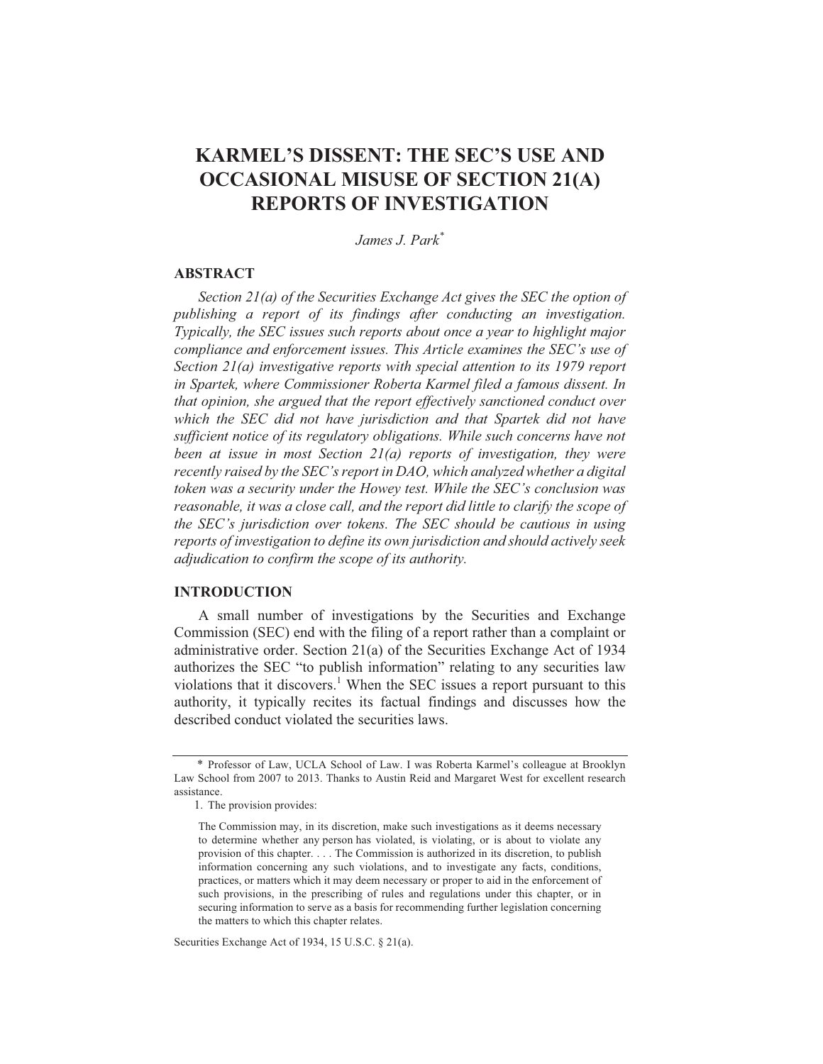# KARMEL'S DISSENT: THE SEC'S USE AND OCCASIONAL MISUSE OF SECTION 21(A) REPORTS OF INVESTIGATION

*James J. Park*[*]

## ABSTRACT

*Section 21(a) of the Securities Exchange Act gives the SEC the option of publishing a report of its findings after conducting an investigation. Typically, the SEC issues such reports about once a year to highlight major compliance and enforcement issues. This Article examines the SEC's use of Section 21(a) investigative reports with special attention to its 1979 report in Spartek, where Commissioner Roberta Karmel filed a famous dissent. In that opinion, she argued that the report effectively sanctioned conduct over which the SEC did not have jurisdiction and that Spartek did not have sufficient notice of its regulatory obligations. While such concerns have not been at issue in most Section 21(a) reports of investigation, they were recently raised by the SEC's report in DAO, which analyzed whether a digital token was a security under the Howey test. While the SEC's conclusion was reasonable, it was a close call, and the report did little to clarify the scope of the SEC's jurisdiction over tokens. The SEC should be cautious in using reports of investigation to define its own jurisdiction and should actively seek adjudication to confirm the scope of its authority.*

## INTRODUCTION

A small number of investigations by the Securities and Exchange Commission (SEC) end with the filing of a report rather than a complaint or administrative order. Section 21(a) of the Securities Exchange Act of 1934 authorizes the SEC "to publish information" relating to any securities law violations that it discovers.[1] When the SEC issues a report pursuant to this authority, it typically recites its factual findings and discusses how the described conduct violated the securities laws.

---

[*] Professor of Law, UCLA School of Law. I was Roberta Karmel's colleague at Brooklyn Law School from 2007 to 2013. Thanks to Austin Reid and Margaret West for excellent research assistance.

1. The provision provides:

> The Commission may, in its discretion, make such investigations as it deems necessary to determine whether any person has violated, is violating, or is about to violate any provision of this chapter. . . . The Commission is authorized in its discretion, to publish information concerning any such violations, and to investigate any facts, conditions, practices, or matters which it may deem necessary or proper to aid in the enforcement of such provisions, in the prescribing of rules and regulations under this chapter, or in securing information to serve as a basis for recommending further legislation concerning the matters to which this chapter relates.

Securities Exchange Act of 1934, 15 U.S.C. § 21(a).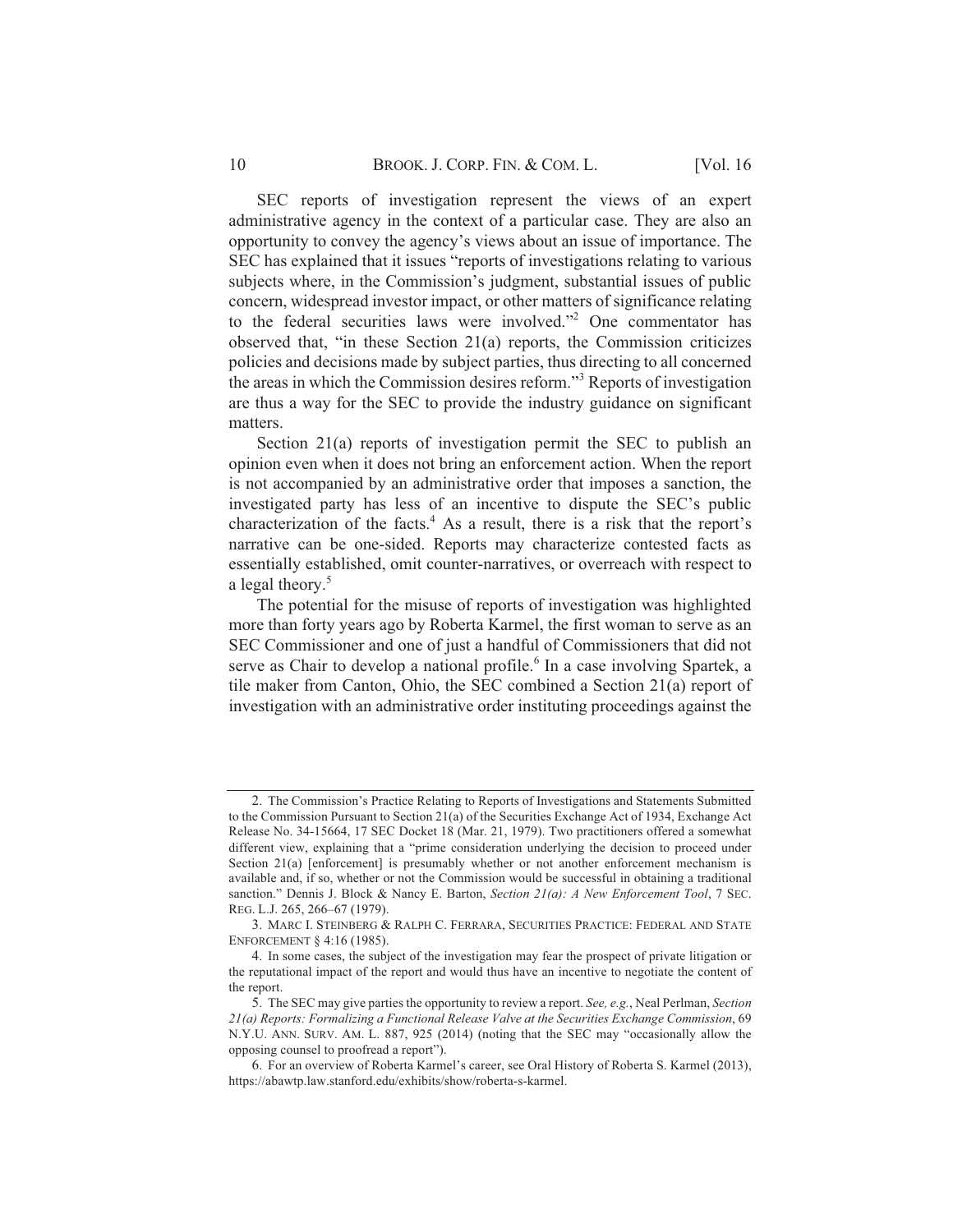SEC reports of investigation represent the views of an expert administrative agency in the context of a particular case. They are also an opportunity to convey the agency's views about an issue of importance. The SEC has explained that it issues "reports of investigations relating to various subjects where, in the Commission's judgment, substantial issues of public concern, widespread investor impact, or other matters of significance relating to the federal securities laws were involved."[2] One commentator has observed that, "in these Section 21(a) reports, the Commission criticizes policies and decisions made by subject parties, thus directing to all concerned the areas in which the Commission desires reform."[3] Reports of investigation are thus a way for the SEC to provide the industry guidance on significant matters.

Section 21(a) reports of investigation permit the SEC to publish an opinion even when it does not bring an enforcement action. When the report is not accompanied by an administrative order that imposes a sanction, the investigated party has less of an incentive to dispute the SEC's public characterization of the facts.[4] As a result, there is a risk that the report's narrative can be one-sided. Reports may characterize contested facts as essentially established, omit counter-narratives, or overreach with respect to a legal theory.[5]

The potential for the misuse of reports of investigation was highlighted more than forty years ago by Roberta Karmel, the first woman to serve as an SEC Commissioner and one of just a handful of Commissioners that did not serve as Chair to develop a national profile.[6] In a case involving Spartek, a tile maker from Canton, Ohio, the SEC combined a Section 21(a) report of investigation with an administrative order instituting proceedings against the

---

2. The Commission's Practice Relating to Reports of Investigations and Statements Submitted to the Commission Pursuant to Section 21(a) of the Securities Exchange Act of 1934, Exchange Act Release No. 34-15664, 17 SEC Docket 18 (Mar. 21, 1979). Two practitioners offered a somewhat different view, explaining that a "prime consideration underlying the decision to proceed under Section 21(a) [enforcement] is presumably whether or not another enforcement mechanism is available and, if so, whether or not the Commission would be successful in obtaining a traditional sanction." Dennis J. Block & Nancy E. Barton, *Section 21(a): A New Enforcement Tool*, 7 SEC. REG. L.J. 265, 266–67 (1979).

3. MARC I. STEINBERG & RALPH C. FERRARA, SECURITIES PRACTICE: FEDERAL AND STATE ENFORCEMENT § 4:16 (1985).

4. In some cases, the subject of the investigation may fear the prospect of private litigation or the reputational impact of the report and would thus have an incentive to negotiate the content of the report.

5. The SEC may give parties the opportunity to review a report. *See, e.g.*, Neal Perlman, *Section 21(a) Reports: Formalizing a Functional Release Valve at the Securities Exchange Commission*, 69 N.Y.U. ANN. SURV. AM. L. 887, 925 (2014) (noting that the SEC may "occasionally allow the opposing counsel to proofread a report").

6. For an overview of Roberta Karmel's career, see Oral History of Roberta S. Karmel (2013), https://abawtp.law.stanford.edu/exhibits/show/roberta-s-karmel.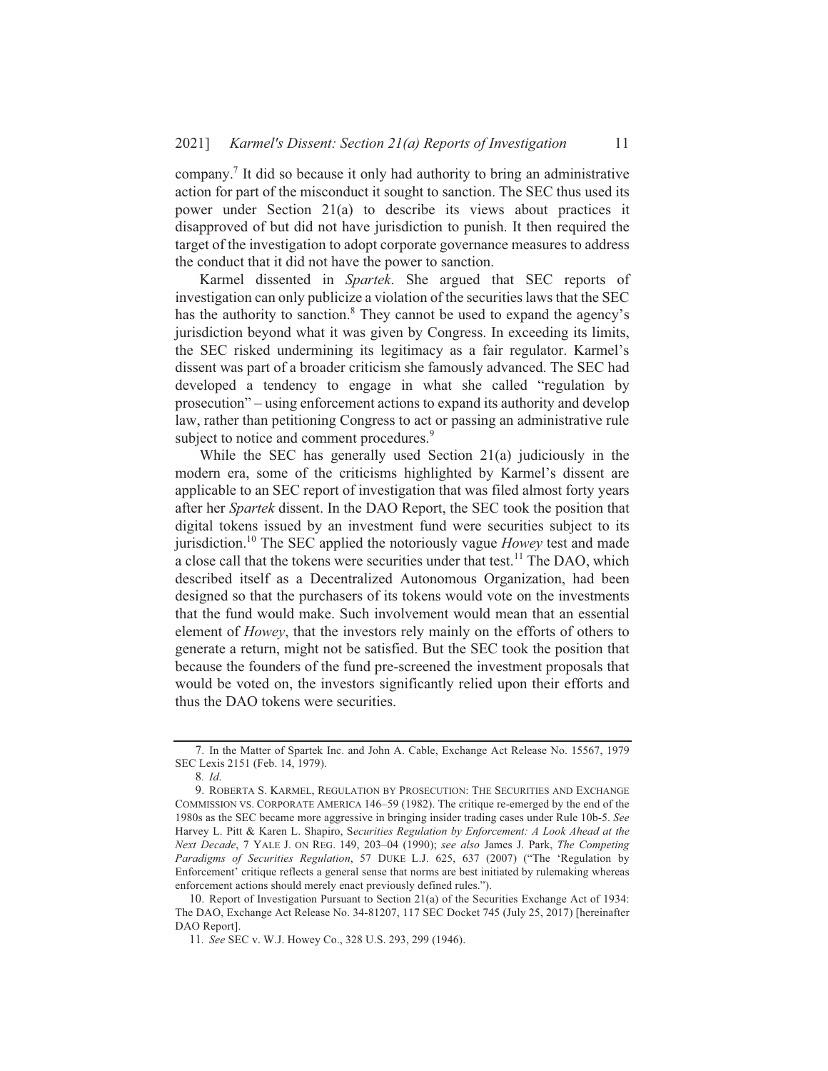company.[7] It did so because it only had authority to bring an administrative action for part of the misconduct it sought to sanction. The SEC thus used its power under Section 21(a) to describe its views about practices it disapproved of but did not have jurisdiction to punish. It then required the target of the investigation to adopt corporate governance measures to address the conduct that it did not have the power to sanction.

Karmel dissented in *Spartek*. She argued that SEC reports of investigation can only publicize a violation of the securities laws that the SEC has the authority to sanction.[8] They cannot be used to expand the agency's jurisdiction beyond what it was given by Congress. In exceeding its limits, the SEC risked undermining its legitimacy as a fair regulator. Karmel's dissent was part of a broader criticism she famously advanced. The SEC had developed a tendency to engage in what she called "regulation by prosecution" – using enforcement actions to expand its authority and develop law, rather than petitioning Congress to act or passing an administrative rule subject to notice and comment procedures.[9]

While the SEC has generally used Section 21(a) judiciously in the modern era, some of the criticisms highlighted by Karmel's dissent are applicable to an SEC report of investigation that was filed almost forty years after her *Spartek* dissent. In the DAO Report, the SEC took the position that digital tokens issued by an investment fund were securities subject to its jurisdiction.[10] The SEC applied the notoriously vague *Howey* test and made a close call that the tokens were securities under that test.[11] The DAO, which described itself as a Decentralized Autonomous Organization, had been designed so that the purchasers of its tokens would vote on the investments that the fund would make. Such involvement would mean that an essential element of *Howey*, that the investors rely mainly on the efforts of others to generate a return, might not be satisfied. But the SEC took the position that because the founders of the fund pre-screened the investment proposals that would be voted on, the investors significantly relied upon their efforts and thus the DAO tokens were securities.

---

7. In the Matter of Spartek Inc. and John A. Cable, Exchange Act Release No. 15567, 1979 SEC Lexis 2151 (Feb. 14, 1979).

8. *Id.*

9. ROBERTA S. KARMEL, REGULATION BY PROSECUTION: THE SECURITIES AND EXCHANGE COMMISSION VS. CORPORATE AMERICA 146–59 (1982). The critique re-emerged by the end of the 1980s as the SEC became more aggressive in bringing insider trading cases under Rule 10b-5. *See* Harvey L. Pitt & Karen L. Shapiro, *Securities Regulation by Enforcement: A Look Ahead at the Next Decade*, 7 YALE J. ON REG. 149, 203–04 (1990); *see also* James J. Park, *The Competing Paradigms of Securities Regulation*, 57 DUKE L.J. 625, 637 (2007) ("The 'Regulation by Enforcement' critique reflects a general sense that norms are best initiated by rulemaking whereas enforcement actions should merely enact previously defined rules.").

10. Report of Investigation Pursuant to Section 21(a) of the Securities Exchange Act of 1934: The DAO, Exchange Act Release No. 34-81207, 117 SEC Docket 745 (July 25, 2017) [hereinafter DAO Report].

11. *See* SEC v. W.J. Howey Co., 328 U.S. 293, 299 (1946).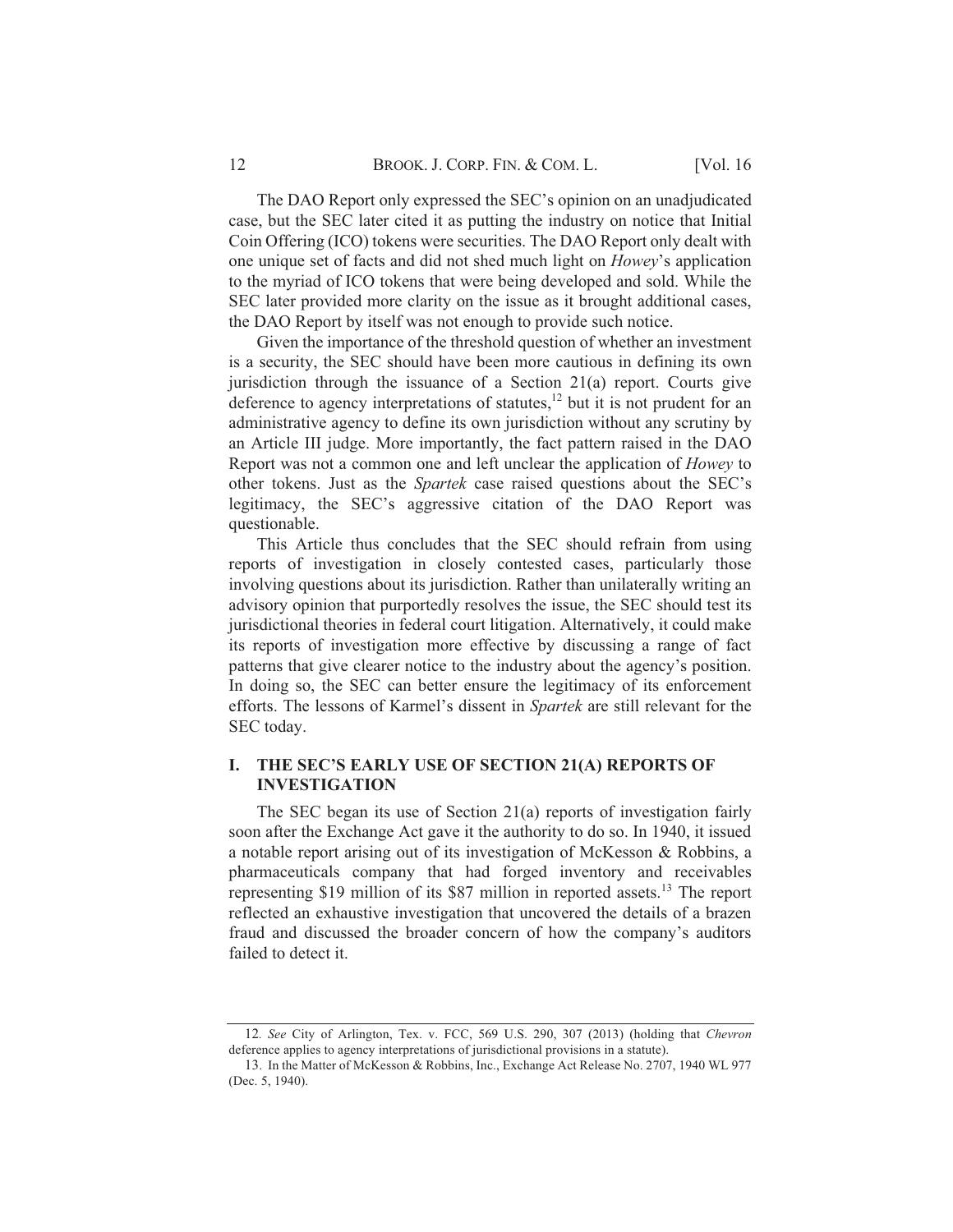The DAO Report only expressed the SEC's opinion on an unadjudicated case, but the SEC later cited it as putting the industry on notice that Initial Coin Offering (ICO) tokens were securities. The DAO Report only dealt with one unique set of facts and did not shed much light on *Howey*'s application to the myriad of ICO tokens that were being developed and sold. While the SEC later provided more clarity on the issue as it brought additional cases, the DAO Report by itself was not enough to provide such notice.

Given the importance of the threshold question of whether an investment is a security, the SEC should have been more cautious in defining its own jurisdiction through the issuance of a Section 21(a) report. Courts give deference to agency interpretations of statutes,[12] but it is not prudent for an administrative agency to define its own jurisdiction without any scrutiny by an Article III judge. More importantly, the fact pattern raised in the DAO Report was not a common one and left unclear the application of *Howey* to other tokens. Just as the *Spartek* case raised questions about the SEC's legitimacy, the SEC's aggressive citation of the DAO Report was questionable.

This Article thus concludes that the SEC should refrain from using reports of investigation in closely contested cases, particularly those involving questions about its jurisdiction. Rather than unilaterally writing an advisory opinion that purportedly resolves the issue, the SEC should test its jurisdictional theories in federal court litigation. Alternatively, it could make its reports of investigation more effective by discussing a range of fact patterns that give clearer notice to the industry about the agency's position. In doing so, the SEC can better ensure the legitimacy of its enforcement efforts. The lessons of Karmel's dissent in *Spartek* are still relevant for the SEC today.

## I. THE SEC'S EARLY USE OF SECTION 21(A) REPORTS OF INVESTIGATION

The SEC began its use of Section 21(a) reports of investigation fairly soon after the Exchange Act gave it the authority to do so. In 1940, it issued a notable report arising out of its investigation of McKesson & Robbins, a pharmaceuticals company that had forged inventory and receivables representing \$19 million of its \$87 million in reported assets.[13] The report reflected an exhaustive investigation that uncovered the details of a brazen fraud and discussed the broader concern of how the company's auditors failed to detect it.

12. *See* City of Arlington, Tex. v. FCC, 569 U.S. 290, 307 (2013) (holding that *Chevron* deference applies to agency interpretations of jurisdictional provisions in a statute).

13. In the Matter of McKesson & Robbins, Inc., Exchange Act Release No. 2707, 1940 WL 977 (Dec. 5, 1940).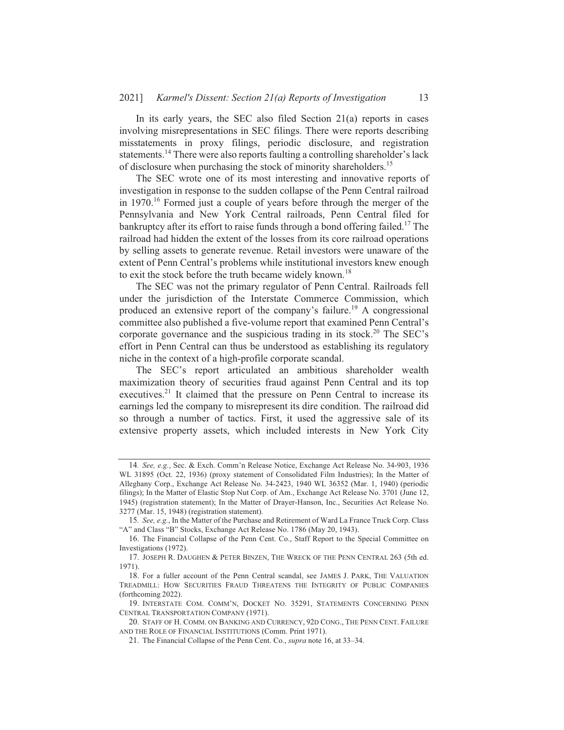In its early years, the SEC also filed Section 21(a) reports in cases involving misrepresentations in SEC filings. There were reports describing misstatements in proxy filings, periodic disclosure, and registration statements.[14] There were also reports faulting a controlling shareholder's lack of disclosure when purchasing the stock of minority shareholders.[15]

The SEC wrote one of its most interesting and innovative reports of investigation in response to the sudden collapse of the Penn Central railroad in 1970.[16] Formed just a couple of years before through the merger of the Pennsylvania and New York Central railroads, Penn Central filed for bankruptcy after its effort to raise funds through a bond offering failed.[17] The railroad had hidden the extent of the losses from its core railroad operations by selling assets to generate revenue. Retail investors were unaware of the extent of Penn Central's problems while institutional investors knew enough to exit the stock before the truth became widely known.[18]

The SEC was not the primary regulator of Penn Central. Railroads fell under the jurisdiction of the Interstate Commerce Commission, which produced an extensive report of the company's failure.[19] A congressional committee also published a five-volume report that examined Penn Central's corporate governance and the suspicious trading in its stock.[20] The SEC's effort in Penn Central can thus be understood as establishing its regulatory niche in the context of a high-profile corporate scandal.

The SEC's report articulated an ambitious shareholder wealth maximization theory of securities fraud against Penn Central and its top executives.[21] It claimed that the pressure on Penn Central to increase its earnings led the company to misrepresent its dire condition. The railroad did so through a number of tactics. First, it used the aggressive sale of its extensive property assets, which included interests in New York City

---

14. *See, e.g.*, Sec. & Exch. Comm'n Release Notice, Exchange Act Release No. 34-903, 1936 WL 31895 (Oct. 22, 1936) (proxy statement of Consolidated Film Industries); In the Matter of Alleghany Corp., Exchange Act Release No. 34-2423, 1940 WL 36352 (Mar. 1, 1940) (periodic filings); In the Matter of Elastic Stop Nut Corp. of Am., Exchange Act Release No. 3701 (June 12, 1945) (registration statement); In the Matter of Drayer-Hanson, Inc., Securities Act Release No. 3277 (Mar. 15, 1948) (registration statement).

15. *See, e.g.*, In the Matter of the Purchase and Retirement of Ward La France Truck Corp. Class "A" and Class "B" Stocks, Exchange Act Release No. 1786 (May 20, 1943).

16. The Financial Collapse of the Penn Cent. Co., Staff Report to the Special Committee on Investigations (1972).

17. JOSEPH R. DAUGHEN & PETER BINZEN, THE WRECK OF THE PENN CENTRAL 263 (5th ed. 1971).

18. For a fuller account of the Penn Central scandal, see JAMES J. PARK, THE VALUATION TREADMILL: HOW SECURITIES FRAUD THREATENS THE INTEGRITY OF PUBLIC COMPANIES (forthcoming 2022).

19. INTERSTATE COM. COMM'N, DOCKET NO. 35291, STATEMENTS CONCERNING PENN CENTRAL TRANSPORTATION COMPANY (1971).

20. STAFF OF H. COMM. ON BANKING AND CURRENCY, 92D CONG., THE PENN CENT. FAILURE AND THE ROLE OF FINANCIAL INSTITUTIONS (Comm. Print 1971).

21. The Financial Collapse of the Penn Cent. Co., *supra* note 16, at 33–34.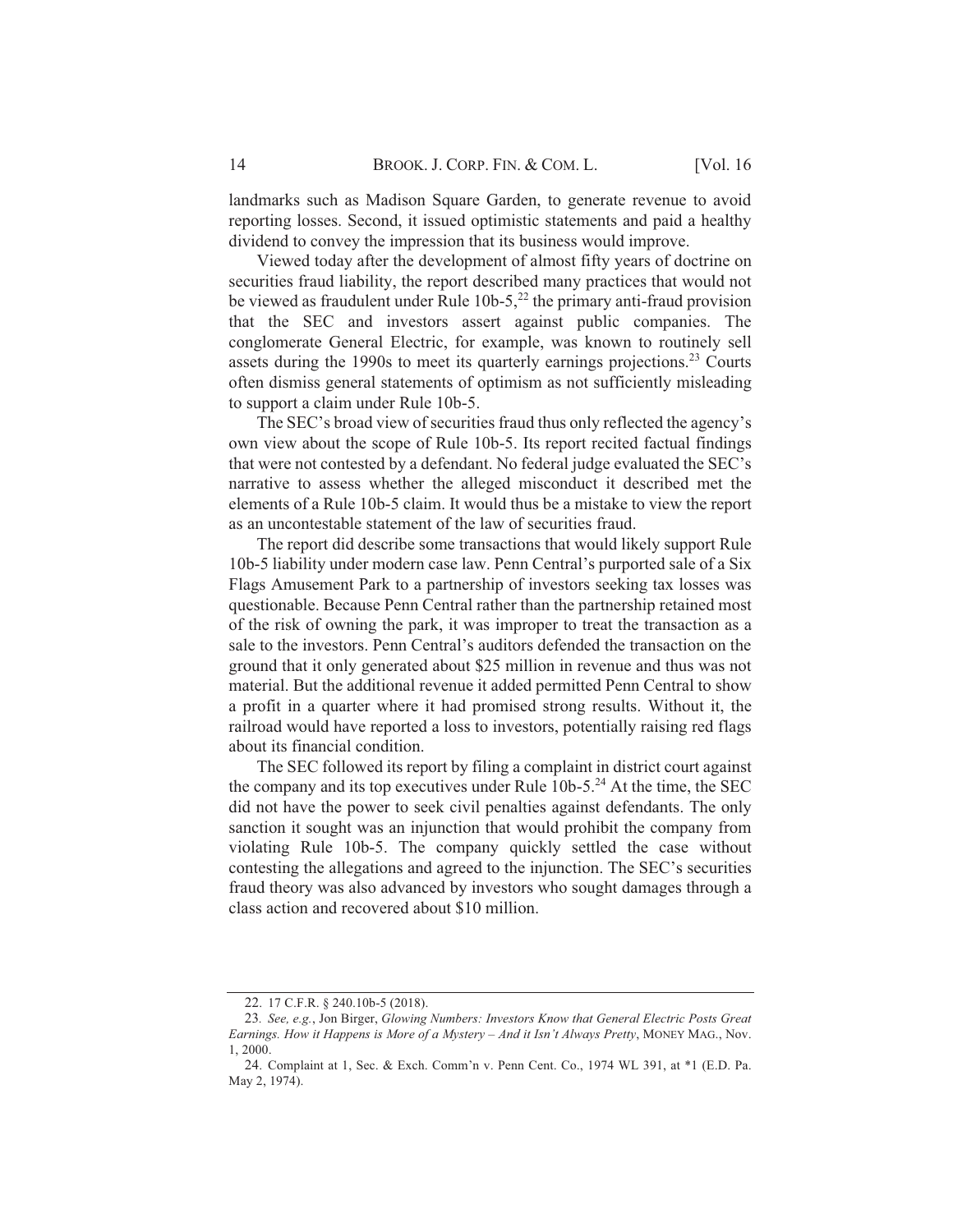landmarks such as Madison Square Garden, to generate revenue to avoid reporting losses. Second, it issued optimistic statements and paid a healthy dividend to convey the impression that its business would improve.

Viewed today after the development of almost fifty years of doctrine on securities fraud liability, the report described many practices that would not be viewed as fraudulent under Rule 10b-5,[22] the primary anti-fraud provision that the SEC and investors assert against public companies. The conglomerate General Electric, for example, was known to routinely sell assets during the 1990s to meet its quarterly earnings projections.[23] Courts often dismiss general statements of optimism as not sufficiently misleading to support a claim under Rule 10b-5.

The SEC's broad view of securities fraud thus only reflected the agency's own view about the scope of Rule 10b-5. Its report recited factual findings that were not contested by a defendant. No federal judge evaluated the SEC's narrative to assess whether the alleged misconduct it described met the elements of a Rule 10b-5 claim. It would thus be a mistake to view the report as an uncontestable statement of the law of securities fraud.

The report did describe some transactions that would likely support Rule 10b-5 liability under modern case law. Penn Central's purported sale of a Six Flags Amusement Park to a partnership of investors seeking tax losses was questionable. Because Penn Central rather than the partnership retained most of the risk of owning the park, it was improper to treat the transaction as a sale to the investors. Penn Central's auditors defended the transaction on the ground that it only generated about $25 million in revenue and thus was not material. But the additional revenue it added permitted Penn Central to show a profit in a quarter where it had promised strong results. Without it, the railroad would have reported a loss to investors, potentially raising red flags about its financial condition.

The SEC followed its report by filing a complaint in district court against the company and its top executives under Rule 10b-5.[24] At the time, the SEC did not have the power to seek civil penalties against defendants. The only sanction it sought was an injunction that would prohibit the company from violating Rule 10b-5. The company quickly settled the case without contesting the allegations and agreed to the injunction. The SEC's securities fraud theory was also advanced by investors who sought damages through a class action and recovered about $10 million.

---

22. 17 C.F.R. § 240.10b-5 (2018).

23. *See, e.g.*, Jon Birger, *Glowing Numbers: Investors Know that General Electric Posts Great Earnings. How it Happens is More of a Mystery – And it Isn't Always Pretty*, MONEY MAG., Nov. 1, 2000.

24. Complaint at 1, Sec. & Exch. Comm'n v. Penn Cent. Co., 1974 WL 391, at *1 (E.D. Pa. May 2, 1974).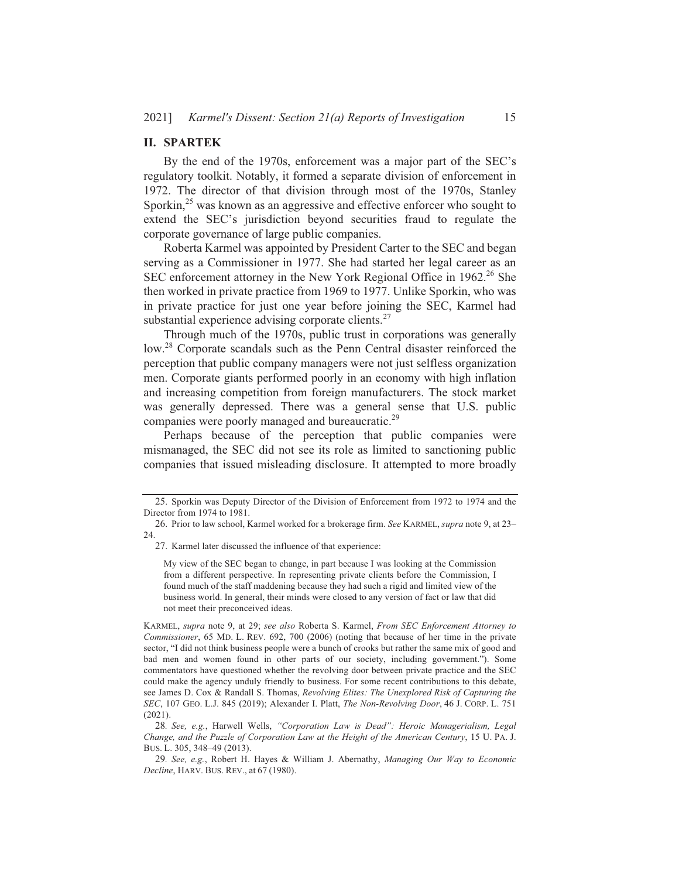## II. SPARTEK

By the end of the 1970s, enforcement was a major part of the SEC's regulatory toolkit. Notably, it formed a separate division of enforcement in 1972. The director of that division through most of the 1970s, Stanley Sporkin,[25] was known as an aggressive and effective enforcer who sought to extend the SEC's jurisdiction beyond securities fraud to regulate the corporate governance of large public companies.

Roberta Karmel was appointed by President Carter to the SEC and began serving as a Commissioner in 1977. She had started her legal career as an SEC enforcement attorney in the New York Regional Office in 1962.[26] She then worked in private practice from 1969 to 1977. Unlike Sporkin, who was in private practice for just one year before joining the SEC, Karmel had substantial experience advising corporate clients.[27]

Through much of the 1970s, public trust in corporations was generally low.[28] Corporate scandals such as the Penn Central disaster reinforced the perception that public company managers were not just selfless organization men. Corporate giants performed poorly in an economy with high inflation and increasing competition from foreign manufacturers. The stock market was generally depressed. There was a general sense that U.S. public companies were poorly managed and bureaucratic.[29]

Perhaps because of the perception that public companies were mismanaged, the SEC did not see its role as limited to sanctioning public companies that issued misleading disclosure. It attempted to more broadly

---

25. Sporkin was Deputy Director of the Division of Enforcement from 1972 to 1974 and the Director from 1974 to 1981.

26. Prior to law school, Karmel worked for a brokerage firm. *See* KARMEL, *supra* note 9, at 23–24.

27. Karmel later discussed the influence of that experience:

> My view of the SEC began to change, in part because I was looking at the Commission from a different perspective. In representing private clients before the Commission, I found much of the staff maddening because they had such a rigid and limited view of the business world. In general, their minds were closed to any version of fact or law that did not meet their preconceived ideas.

KARMEL, *supra* note 9, at 29; *see also* Roberta S. Karmel, *From SEC Enforcement Attorney to Commissioner*, 65 MD. L. REV. 692, 700 (2006) (noting that because of her time in the private sector, "I did not think business people were a bunch of crooks but rather the same mix of good and bad men and women found in other parts of our society, including government."). Some commentators have questioned whether the revolving door between private practice and the SEC could make the agency unduly friendly to business. For some recent contributions to this debate, see James D. Cox & Randall S. Thomas, *Revolving Elites: The Unexplored Risk of Capturing the SEC*, 107 GEO. L.J. 845 (2019); Alexander I. Platt, *The Non-Revolving Door*, 46 J. CORP. L. 751 (2021).

28. *See, e.g.*, Harwell Wells, *"Corporation Law is Dead": Heroic Managerialism, Legal Change, and the Puzzle of Corporation Law at the Height of the American Century*, 15 U. PA. J. BUS. L. 305, 348–49 (2013).

29. *See, e.g.*, Robert H. Hayes & William J. Abernathy, *Managing Our Way to Economic Decline*, HARV. BUS. REV., at 67 (1980).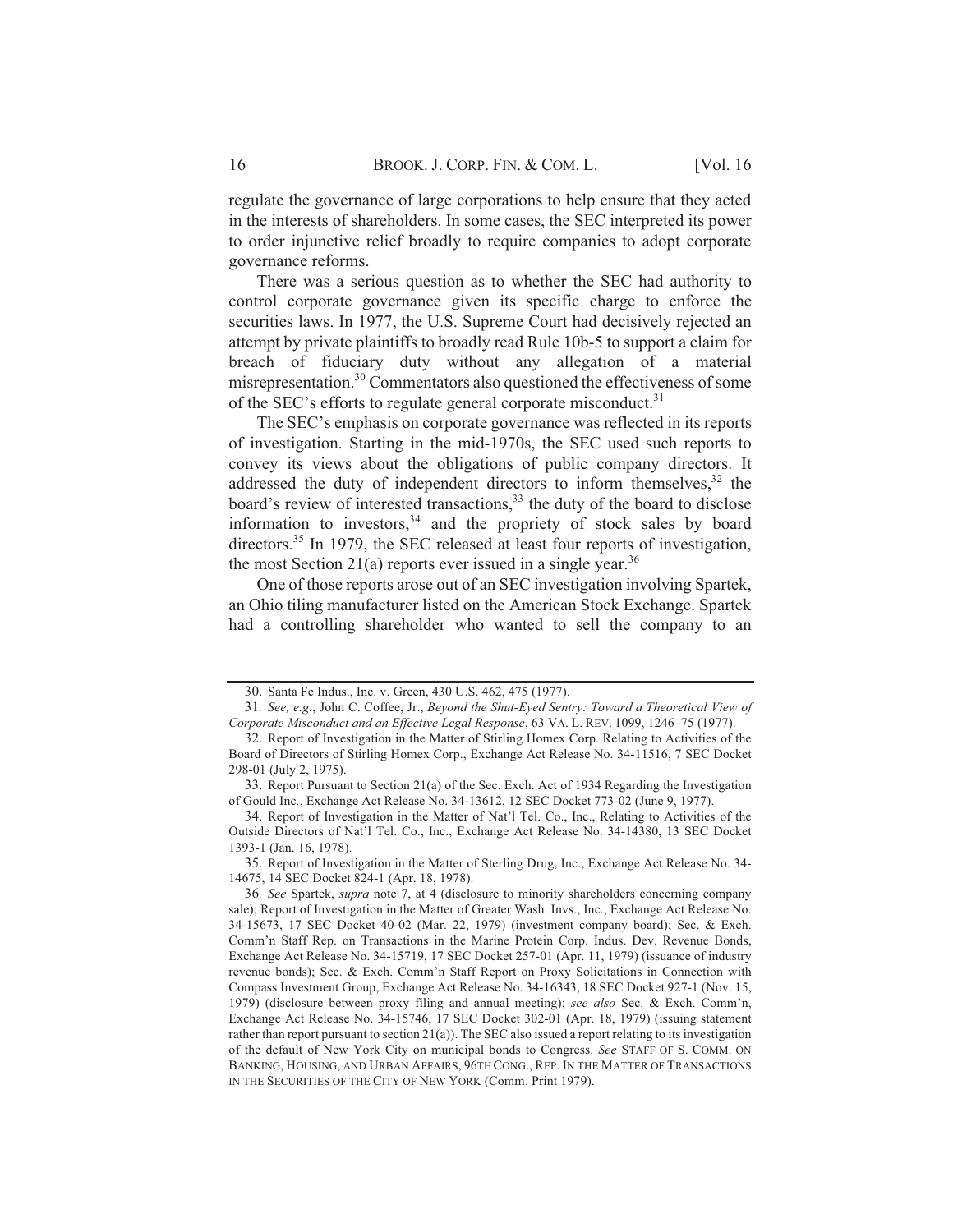regulate the governance of large corporations to help ensure that they acted in the interests of shareholders. In some cases, the SEC interpreted its power to order injunctive relief broadly to require companies to adopt corporate governance reforms.

There was a serious question as to whether the SEC had authority to control corporate governance given its specific charge to enforce the securities laws. In 1977, the U.S. Supreme Court had decisively rejected an attempt by private plaintiffs to broadly read Rule 10b-5 to support a claim for breach of fiduciary duty without any allegation of a material misrepresentation.[30] Commentators also questioned the effectiveness of some of the SEC's efforts to regulate general corporate misconduct.[31]

The SEC's emphasis on corporate governance was reflected in its reports of investigation. Starting in the mid-1970s, the SEC used such reports to convey its views about the obligations of public company directors. It addressed the duty of independent directors to inform themselves,[32] the board's review of interested transactions,[33] the duty of the board to disclose information to investors,[34] and the propriety of stock sales by board directors.[35] In 1979, the SEC released at least four reports of investigation, the most Section 21(a) reports ever issued in a single year.[36]

One of those reports arose out of an SEC investigation involving Spartek, an Ohio tiling manufacturer listed on the American Stock Exchange. Spartek had a controlling shareholder who wanted to sell the company to an

---

30. Santa Fe Indus., Inc. v. Green, 430 U.S. 462, 475 (1977).

31. *See, e.g.*, John C. Coffee, Jr., *Beyond the Shut-Eyed Sentry: Toward a Theoretical View of Corporate Misconduct and an Effective Legal Response*, 63 VA. L. REV. 1099, 1246–75 (1977).

32. Report of Investigation in the Matter of Stirling Homex Corp. Relating to Activities of the Board of Directors of Stirling Homex Corp., Exchange Act Release No. 34-11516, 7 SEC Docket 298-01 (July 2, 1975).

33. Report Pursuant to Section 21(a) of the Sec. Exch. Act of 1934 Regarding the Investigation of Gould Inc., Exchange Act Release No. 34-13612, 12 SEC Docket 773-02 (June 9, 1977).

34. Report of Investigation in the Matter of Nat'l Tel. Co., Inc., Relating to Activities of the Outside Directors of Nat'l Tel. Co., Inc., Exchange Act Release No. 34-14380, 13 SEC Docket 1393-1 (Jan. 16, 1978).

35. Report of Investigation in the Matter of Sterling Drug, Inc., Exchange Act Release No. 34-14675, 14 SEC Docket 824-1 (Apr. 18, 1978).

36. *See* Spartek, *supra* note 7, at 4 (disclosure to minority shareholders concerning company sale); Report of Investigation in the Matter of Greater Wash. Invs., Inc., Exchange Act Release No. 34-15673, 17 SEC Docket 40-02 (Mar. 22, 1979) (investment company board); Sec. & Exch. Comm'n Staff Rep. on Transactions in the Marine Protein Corp. Indus. Dev. Revenue Bonds, Exchange Act Release No. 34-15719, 17 SEC Docket 257-01 (Apr. 11, 1979) (issuance of industry revenue bonds); Sec. & Exch. Comm'n Staff Report on Proxy Solicitations in Connection with Compass Investment Group, Exchange Act Release No. 34-16343, 18 SEC Docket 927-1 (Nov. 15, 1979) (disclosure between proxy filing and annual meeting); *see also* Sec. & Exch. Comm'n, Exchange Act Release No. 34-15746, 17 SEC Docket 302-01 (Apr. 18, 1979) (issuing statement rather than report pursuant to section 21(a)). The SEC also issued a report relating to its investigation of the default of New York City on municipal bonds to Congress. *See* STAFF OF S. COMM. ON BANKING, HOUSING, AND URBAN AFFAIRS, 96TH CONG., REP. IN THE MATTER OF TRANSACTIONS IN THE SECURITIES OF THE CITY OF NEW YORK (Comm. Print 1979).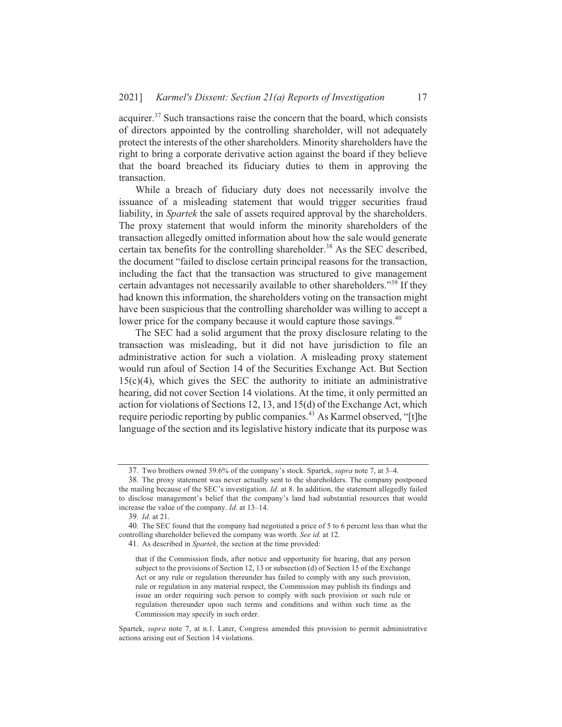acquirer.[37] Such transactions raise the concern that the board, which consists of directors appointed by the controlling shareholder, will not adequately protect the interests of the other shareholders. Minority shareholders have the right to bring a corporate derivative action against the board if they believe that the board breached its fiduciary duties to them in approving the transaction.

While a breach of fiduciary duty does not necessarily involve the issuance of a misleading statement that would trigger securities fraud liability, in *Spartek* the sale of assets required approval by the shareholders. The proxy statement that would inform the minority shareholders of the transaction allegedly omitted information about how the sale would generate certain tax benefits for the controlling shareholder.[38] As the SEC described, the document "failed to disclose certain principal reasons for the transaction, including the fact that the transaction was structured to give management certain advantages not necessarily available to other shareholders."[39] If they had known this information, the shareholders voting on the transaction might have been suspicious that the controlling shareholder was willing to accept a lower price for the company because it would capture those savings.[40]

The SEC had a solid argument that the proxy disclosure relating to the transaction was misleading, but it did not have jurisdiction to file an administrative action for such a violation. A misleading proxy statement would run afoul of Section 14 of the Securities Exchange Act. But Section 15(c)(4), which gives the SEC the authority to initiate an administrative hearing, did not cover Section 14 violations. At the time, it only permitted an action for violations of Sections 12, 13, and 15(d) of the Exchange Act, which require periodic reporting by public companies.[41] As Karmel observed, "[t]he language of the section and its legislative history indicate that its purpose was

---

37. Two brothers owned 39.6% of the company's stock. Spartek, *supra* note 7, at 3–4.

38. The proxy statement was never actually sent to the shareholders. The company postponed the mailing because of the SEC's investigation. *Id*. at 8. In addition, the statement allegedly failed to disclose management's belief that the company's land had substantial resources that would increase the value of the company. *Id*. at 13–14.

39. *Id*. at 21.

40. The SEC found that the company had negotiated a price of 5 to 6 percent less than what the controlling shareholder believed the company was worth. *See id.* at 12.

41. As described in *Spartek*, the section at the time provided:

> that if the Commission finds, after notice and opportunity for hearing, that any person subject to the provisions of Section 12, 13 or subsection (d) of Section 15 of the Exchange Act or any rule or regulation thereunder has failed to comply with any such provision, rule or regulation in any material respect, the Commission may publish its findings and issue an order requiring such person to comply with such provision or such rule or regulation thereunder upon such terms and conditions and within such time as the Commission may specify in such order.

Spartek, *supra* note 7, at n.1. Later, Congress amended this provision to permit administrative actions arising out of Section 14 violations.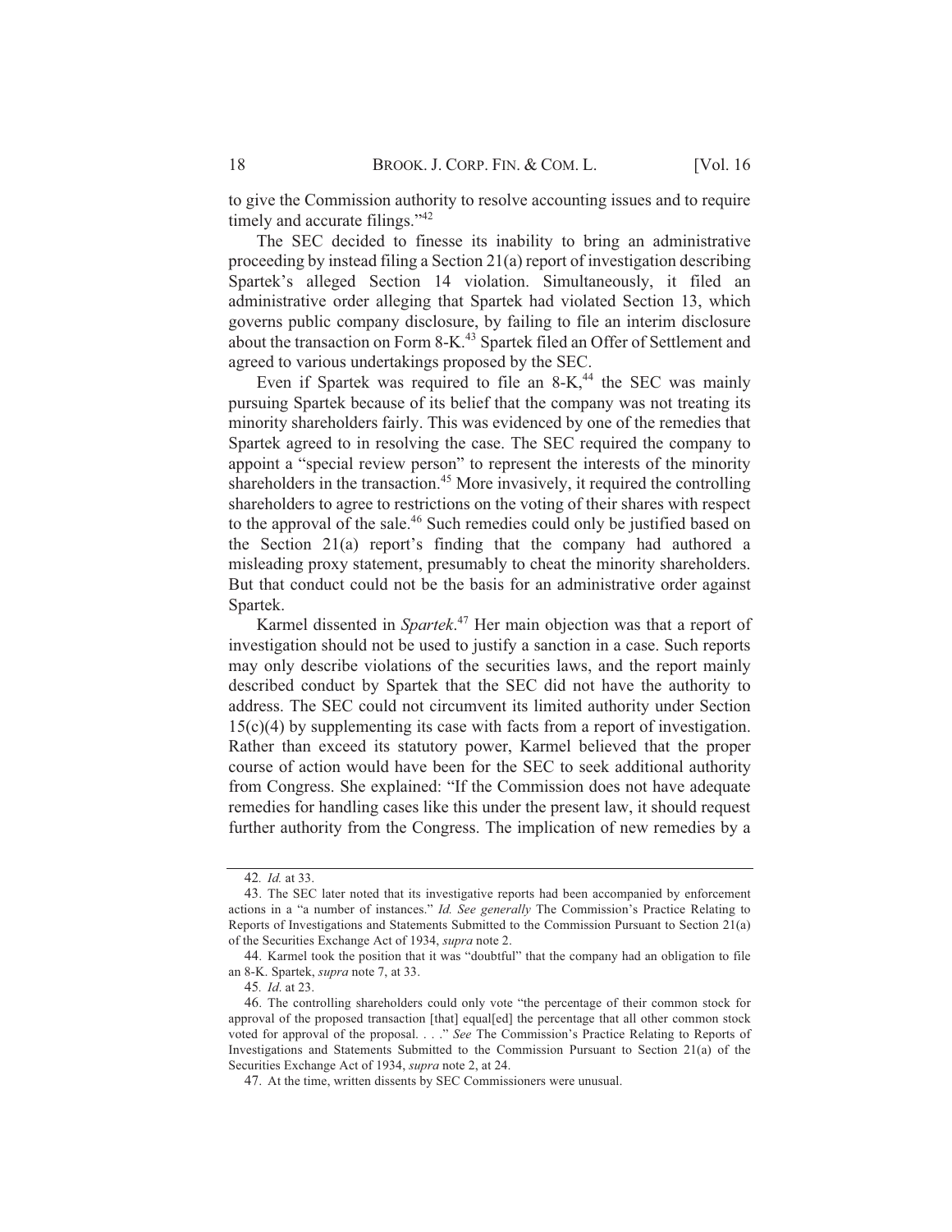to give the Commission authority to resolve accounting issues and to require timely and accurate filings."[42]

The SEC decided to finesse its inability to bring an administrative proceeding by instead filing a Section 21(a) report of investigation describing Spartek's alleged Section 14 violation. Simultaneously, it filed an administrative order alleging that Spartek had violated Section 13, which governs public company disclosure, by failing to file an interim disclosure about the transaction on Form 8-K.[43] Spartek filed an Offer of Settlement and agreed to various undertakings proposed by the SEC.

Even if Spartek was required to file an 8-K,[44] the SEC was mainly pursuing Spartek because of its belief that the company was not treating its minority shareholders fairly. This was evidenced by one of the remedies that Spartek agreed to in resolving the case. The SEC required the company to appoint a "special review person" to represent the interests of the minority shareholders in the transaction.[45] More invasively, it required the controlling shareholders to agree to restrictions on the voting of their shares with respect to the approval of the sale.[46] Such remedies could only be justified based on the Section 21(a) report's finding that the company had authored a misleading proxy statement, presumably to cheat the minority shareholders. But that conduct could not be the basis for an administrative order against Spartek.

Karmel dissented in *Spartek*.[47] Her main objection was that a report of investigation should not be used to justify a sanction in a case. Such reports may only describe violations of the securities laws, and the report mainly described conduct by Spartek that the SEC did not have the authority to address. The SEC could not circumvent its limited authority under Section 15(c)(4) by supplementing its case with facts from a report of investigation. Rather than exceed its statutory power, Karmel believed that the proper course of action would have been for the SEC to seek additional authority from Congress. She explained: "If the Commission does not have adequate remedies for handling cases like this under the present law, it should request further authority from the Congress. The implication of new remedies by a

---

42. *Id.* at 33.

43. The SEC later noted that its investigative reports had been accompanied by enforcement actions in a "a number of instances." *Id. See generally* The Commission's Practice Relating to Reports of Investigations and Statements Submitted to the Commission Pursuant to Section 21(a) of the Securities Exchange Act of 1934, *supra* note 2.

44. Karmel took the position that it was "doubtful" that the company had an obligation to file an 8-K. Spartek, *supra* note 7, at 33.

45. *Id.* at 23.

46. The controlling shareholders could only vote "the percentage of their common stock for approval of the proposed transaction [that] equal[ed] the percentage that all other common stock voted for approval of the proposal. . . ." *See* The Commission's Practice Relating to Reports of Investigations and Statements Submitted to the Commission Pursuant to Section 21(a) of the Securities Exchange Act of 1934, *supra* note 2, at 24.

47. At the time, written dissents by SEC Commissioners were unusual.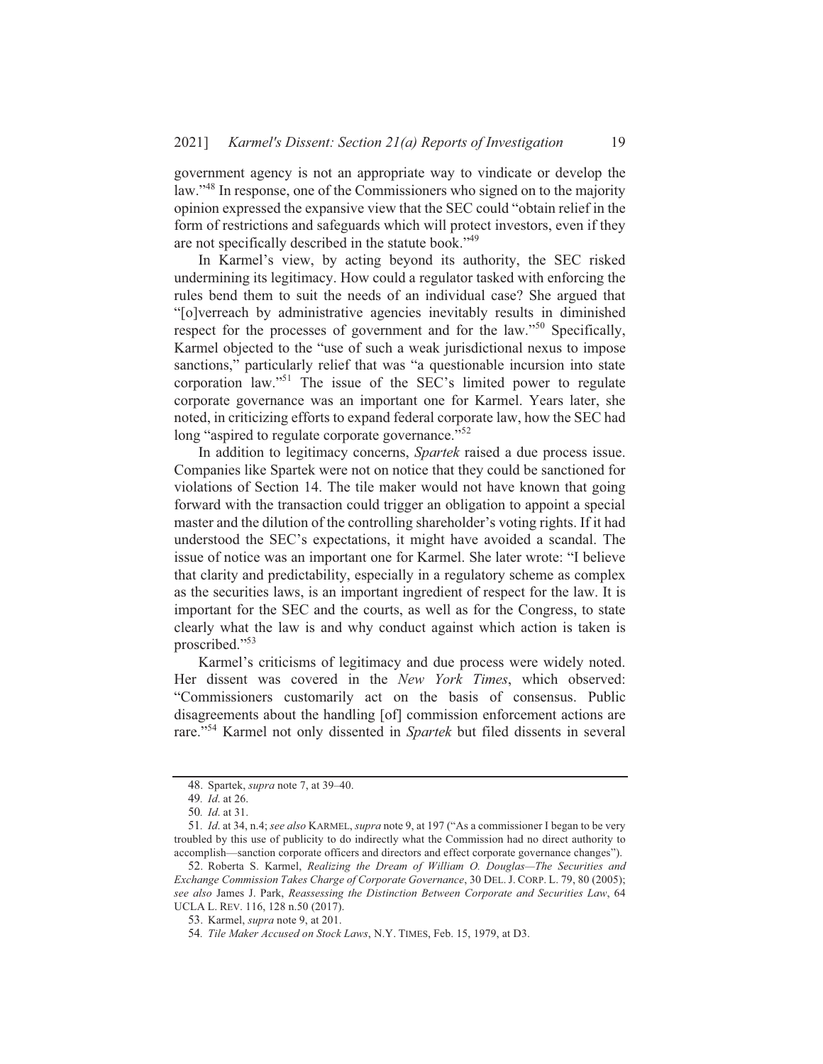government agency is not an appropriate way to vindicate or develop the law."[48] In response, one of the Commissioners who signed on to the majority opinion expressed the expansive view that the SEC could "obtain relief in the form of restrictions and safeguards which will protect investors, even if they are not specifically described in the statute book."[49]

In Karmel's view, by acting beyond its authority, the SEC risked undermining its legitimacy. How could a regulator tasked with enforcing the rules bend them to suit the needs of an individual case? She argued that "[o]verreach by administrative agencies inevitably results in diminished respect for the processes of government and for the law."[50] Specifically, Karmel objected to the "use of such a weak jurisdictional nexus to impose sanctions," particularly relief that was "a questionable incursion into state corporation law."[51] The issue of the SEC's limited power to regulate corporate governance was an important one for Karmel. Years later, she noted, in criticizing efforts to expand federal corporate law, how the SEC had long "aspired to regulate corporate governance."[52]

In addition to legitimacy concerns, *Spartek* raised a due process issue. Companies like Spartek were not on notice that they could be sanctioned for violations of Section 14. The tile maker would not have known that going forward with the transaction could trigger an obligation to appoint a special master and the dilution of the controlling shareholder's voting rights. If it had understood the SEC's expectations, it might have avoided a scandal. The issue of notice was an important one for Karmel. She later wrote: "I believe that clarity and predictability, especially in a regulatory scheme as complex as the securities laws, is an important ingredient of respect for the law. It is important for the SEC and the courts, as well as for the Congress, to state clearly what the law is and why conduct against which action is taken is proscribed."[53]

Karmel's criticisms of legitimacy and due process were widely noted. Her dissent was covered in the *New York Times*, which observed: "Commissioners customarily act on the basis of consensus. Public disagreements about the handling [of] commission enforcement actions are rare."[54] Karmel not only dissented in *Spartek* but filed dissents in several

---

48. Spartek, *supra* note 7, at 39–40.

49. *Id*. at 26.

50. *Id*. at 31.

51. *Id*. at 34, n.4; *see also* KARMEL, *supra* note 9, at 197 ("As a commissioner I began to be very troubled by this use of publicity to do indirectly what the Commission had no direct authority to accomplish—sanction corporate officers and directors and effect corporate governance changes").

52. Roberta S. Karmel, *Realizing the Dream of William O. Douglas—The Securities and Exchange Commission Takes Charge of Corporate Governance*, 30 DEL. J. CORP. L. 79, 80 (2005); *see also* James J. Park, *Reassessing the Distinction Between Corporate and Securities Law*, 64 UCLA L. REV. 116, 128 n.50 (2017).

53. Karmel, *supra* note 9, at 201.

54. *Tile Maker Accused on Stock Laws*, N.Y. TIMES, Feb. 15, 1979, at D3.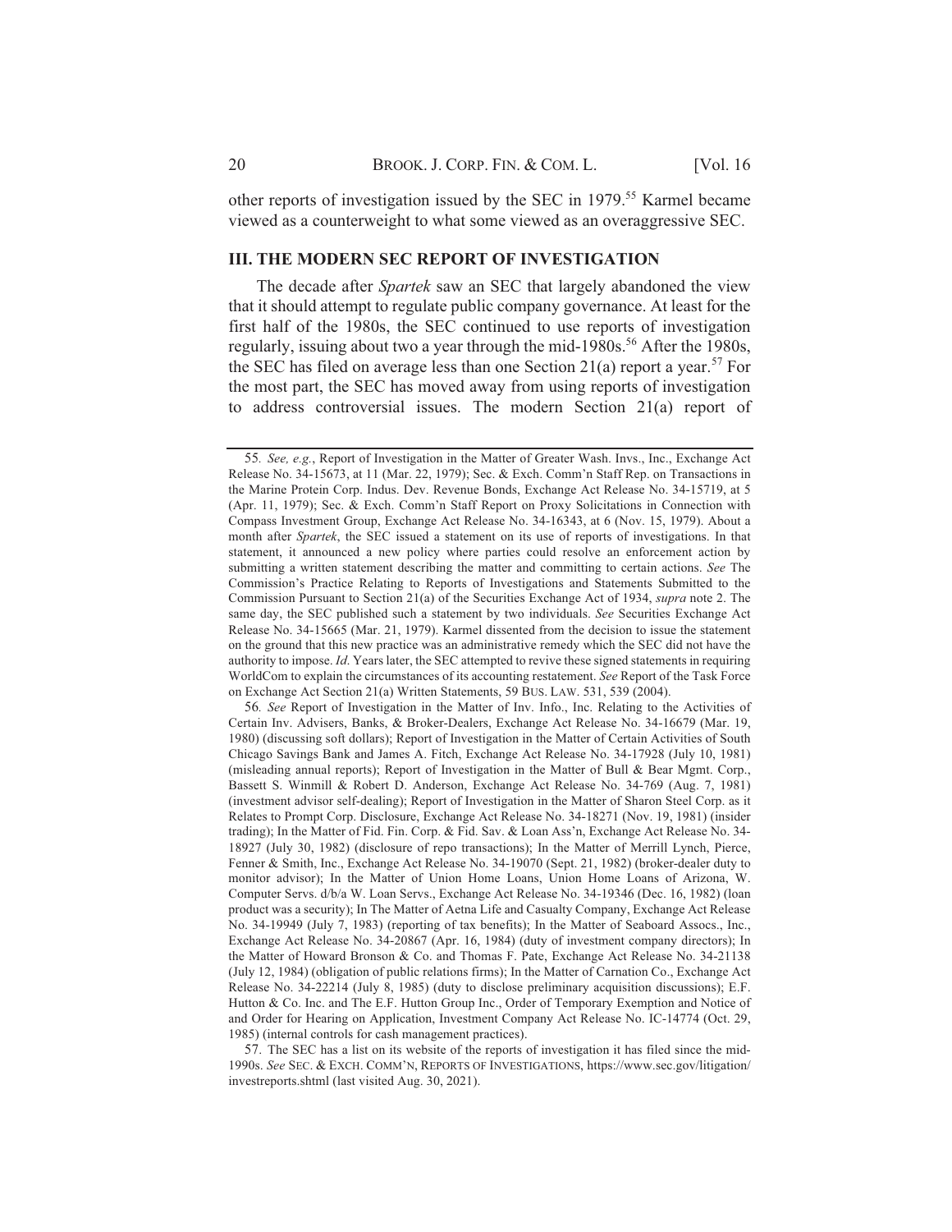other reports of investigation issued by the SEC in 1979.[55] Karmel became viewed as a counterweight to what some viewed as an overaggressive SEC.

## III. THE MODERN SEC REPORT OF INVESTIGATION

The decade after *Spartek* saw an SEC that largely abandoned the view that it should attempt to regulate public company governance. At least for the first half of the 1980s, the SEC continued to use reports of investigation regularly, issuing about two a year through the mid-1980s.[56] After the 1980s, the SEC has filed on average less than one Section 21(a) report a year.[57] For the most part, the SEC has moved away from using reports of investigation to address controversial issues. The modern Section 21(a) report of

---

55. *See, e.g.*, Report of Investigation in the Matter of Greater Wash. Invs., Inc., Exchange Act Release No. 34-15673, at 11 (Mar. 22, 1979); Sec. & Exch. Comm'n Staff Rep. on Transactions in the Marine Protein Corp. Indus. Dev. Revenue Bonds, Exchange Act Release No. 34-15719, at 5 (Apr. 11, 1979); Sec. & Exch. Comm'n Staff Report on Proxy Solicitations in Connection with Compass Investment Group, Exchange Act Release No. 34-16343, at 6 (Nov. 15, 1979). About a month after *Spartek*, the SEC issued a statement on its use of reports of investigations. In that statement, it announced a new policy where parties could resolve an enforcement action by submitting a written statement describing the matter and committing to certain actions. *See* The Commission's Practice Relating to Reports of Investigations and Statements Submitted to the Commission Pursuant to Section 21(a) of the Securities Exchange Act of 1934, *supra* note 2. The same day, the SEC published such a statement by two individuals. *See* Securities Exchange Act Release No. 34-15665 (Mar. 21, 1979). Karmel dissented from the decision to issue the statement on the ground that this new practice was an administrative remedy which the SEC did not have the authority to impose. *Id.* Years later, the SEC attempted to revive these signed statements in requiring WorldCom to explain the circumstances of its accounting restatement. *See* Report of the Task Force on Exchange Act Section 21(a) Written Statements, 59 BUS. LAW. 531, 539 (2004).

56. *See* Report of Investigation in the Matter of Inv. Info., Inc. Relating to the Activities of Certain Inv. Advisers, Banks, & Broker-Dealers, Exchange Act Release No. 34-16679 (Mar. 19, 1980) (discussing soft dollars); Report of Investigation in the Matter of Certain Activities of South Chicago Savings Bank and James A. Fitch, Exchange Act Release No. 34-17928 (July 10, 1981) (misleading annual reports); Report of Investigation in the Matter of Bull & Bear Mgmt. Corp., Bassett S. Winmill & Robert D. Anderson, Exchange Act Release No. 34-769 (Aug. 7, 1981) (investment advisor self-dealing); Report of Investigation in the Matter of Sharon Steel Corp. as it Relates to Prompt Corp. Disclosure, Exchange Act Release No. 34-18271 (Nov. 19, 1981) (insider trading); In the Matter of Fid. Fin. Corp. & Fid. Sav. & Loan Ass'n, Exchange Act Release No. 34-18927 (July 30, 1982) (disclosure of repo transactions); In the Matter of Merrill Lynch, Pierce, Fenner & Smith, Inc., Exchange Act Release No. 34-19070 (Sept. 21, 1982) (broker-dealer duty to monitor advisor); In the Matter of Union Home Loans, Union Home Loans of Arizona, W. Computer Servs. d/b/a W. Loan Servs., Exchange Act Release No. 34-19346 (Dec. 16, 1982) (loan product was a security); In The Matter of Aetna Life and Casualty Company, Exchange Act Release No. 34-19949 (July 7, 1983) (reporting of tax benefits); In the Matter of Seaboard Assocs., Inc., Exchange Act Release No. 34-20867 (Apr. 16, 1984) (duty of investment company directors); In the Matter of Howard Bronson & Co. and Thomas F. Pate, Exchange Act Release No. 34-21138 (July 12, 1984) (obligation of public relations firms); In the Matter of Carnation Co., Exchange Act Release No. 34-22214 (July 8, 1985) (duty to disclose preliminary acquisition discussions); E.F. Hutton & Co. Inc. and The E.F. Hutton Group Inc., Order of Temporary Exemption and Notice of and Order for Hearing on Application, Investment Company Act Release No. IC-14774 (Oct. 29, 1985) (internal controls for cash management practices).

57. The SEC has a list on its website of the reports of investigation it has filed since the mid-1990s. *See* SEC. & EXCH. COMM'N, REPORTS OF INVESTIGATIONS, https://www.sec.gov/litigation/investreports.shtml (last visited Aug. 30, 2021).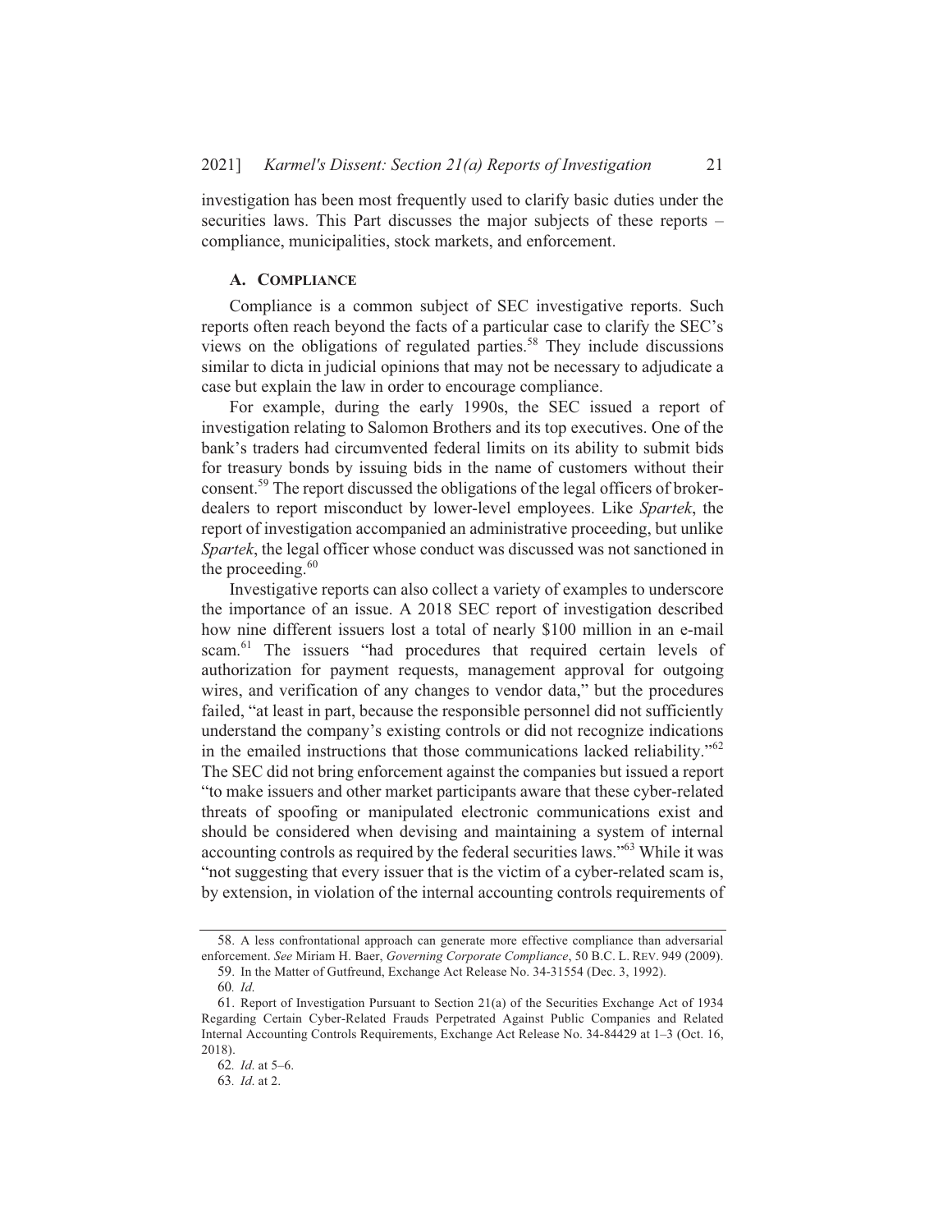investigation has been most frequently used to clarify basic duties under the securities laws. This Part discusses the major subjects of these reports – compliance, municipalities, stock markets, and enforcement.

### A. Compliance

Compliance is a common subject of SEC investigative reports. Such reports often reach beyond the facts of a particular case to clarify the SEC's views on the obligations of regulated parties.[58] They include discussions similar to dicta in judicial opinions that may not be necessary to adjudicate a case but explain the law in order to encourage compliance.

For example, during the early 1990s, the SEC issued a report of investigation relating to Salomon Brothers and its top executives. One of the bank's traders had circumvented federal limits on its ability to submit bids for treasury bonds by issuing bids in the name of customers without their consent.[59] The report discussed the obligations of the legal officers of broker-dealers to report misconduct by lower-level employees. Like *Spartek*, the report of investigation accompanied an administrative proceeding, but unlike *Spartek*, the legal officer whose conduct was discussed was not sanctioned in the proceeding.[60]

Investigative reports can also collect a variety of examples to underscore the importance of an issue. A 2018 SEC report of investigation described how nine different issuers lost a total of nearly $100 million in an e-mail scam.[61] The issuers "had procedures that required certain levels of authorization for payment requests, management approval for outgoing wires, and verification of any changes to vendor data," but the procedures failed, "at least in part, because the responsible personnel did not sufficiently understand the company's existing controls or did not recognize indications in the emailed instructions that those communications lacked reliability."[62] The SEC did not bring enforcement against the companies but issued a report "to make issuers and other market participants aware that these cyber-related threats of spoofing or manipulated electronic communications exist and should be considered when devising and maintaining a system of internal accounting controls as required by the federal securities laws."[63] While it was "not suggesting that every issuer that is the victim of a cyber-related scam is, by extension, in violation of the internal accounting controls requirements of

---

58. A less confrontational approach can generate more effective compliance than adversarial enforcement. *See* Miriam H. Baer, *Governing Corporate Compliance*, 50 B.C. L. REV. 949 (2009).

59. In the Matter of Gutfreund, Exchange Act Release No. 34-31554 (Dec. 3, 1992).

60. *Id.*

61. Report of Investigation Pursuant to Section 21(a) of the Securities Exchange Act of 1934 Regarding Certain Cyber-Related Frauds Perpetrated Against Public Companies and Related Internal Accounting Controls Requirements, Exchange Act Release No. 34-84429 at 1–3 (Oct. 16, 2018).

62. *Id.* at 5–6.

63. *Id.* at 2.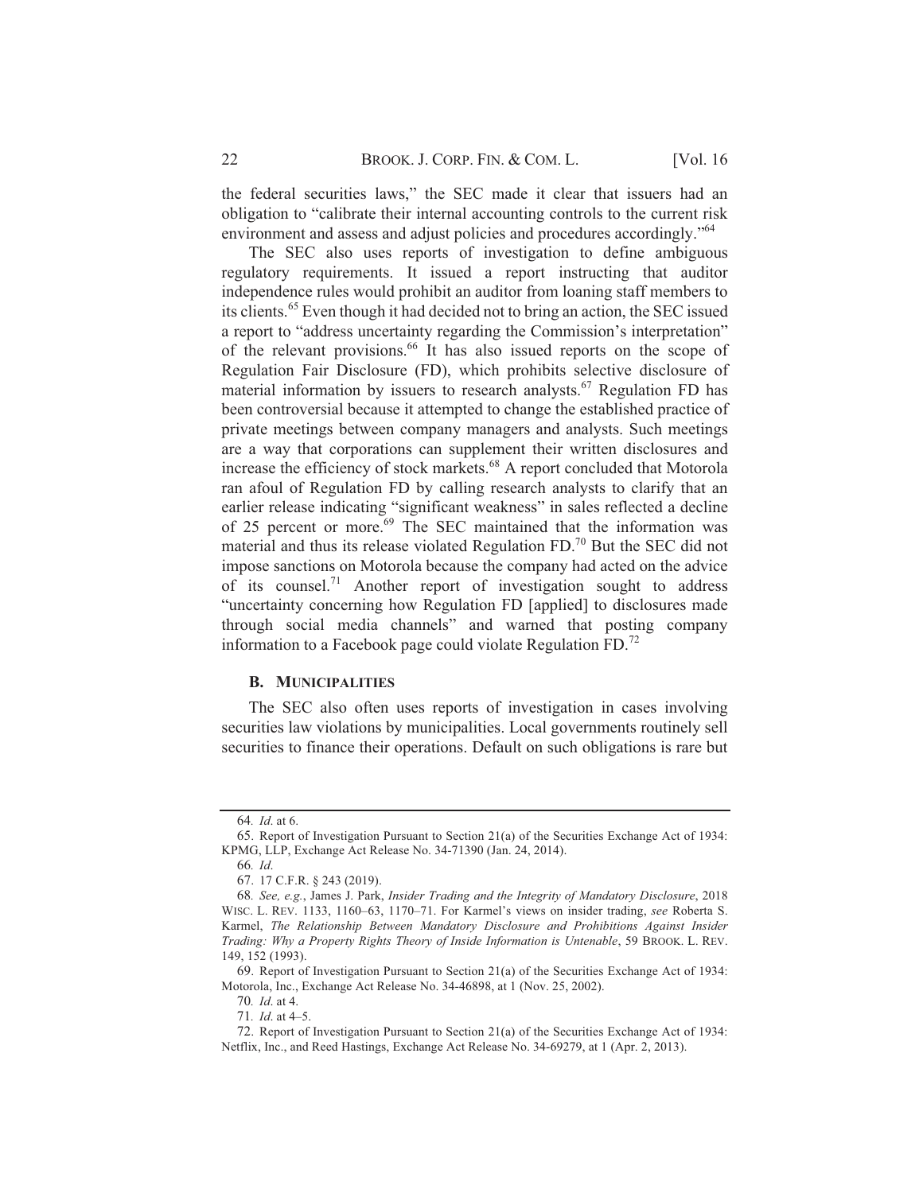the federal securities laws," the SEC made it clear that issuers had an obligation to "calibrate their internal accounting controls to the current risk environment and assess and adjust policies and procedures accordingly."[64]

The SEC also uses reports of investigation to define ambiguous regulatory requirements. It issued a report instructing that auditor independence rules would prohibit an auditor from loaning staff members to its clients.[65] Even though it had decided not to bring an action, the SEC issued a report to "address uncertainty regarding the Commission's interpretation" of the relevant provisions.[66] It has also issued reports on the scope of Regulation Fair Disclosure (FD), which prohibits selective disclosure of material information by issuers to research analysts.[67] Regulation FD has been controversial because it attempted to change the established practice of private meetings between company managers and analysts. Such meetings are a way that corporations can supplement their written disclosures and increase the efficiency of stock markets.[68] A report concluded that Motorola ran afoul of Regulation FD by calling research analysts to clarify that an earlier release indicating "significant weakness" in sales reflected a decline of 25 percent or more.[69] The SEC maintained that the information was material and thus its release violated Regulation FD.[70] But the SEC did not impose sanctions on Motorola because the company had acted on the advice of its counsel.[71] Another report of investigation sought to address "uncertainty concerning how Regulation FD [applied] to disclosures made through social media channels" and warned that posting company information to a Facebook page could violate Regulation FD.[72]

### B. MUNICIPALITIES

The SEC also often uses reports of investigation in cases involving securities law violations by municipalities. Local governments routinely sell securities to finance their operations. Default on such obligations is rare but

---

64. *Id.* at 6.

65. Report of Investigation Pursuant to Section 21(a) of the Securities Exchange Act of 1934: KPMG, LLP, Exchange Act Release No. 34-71390 (Jan. 24, 2014).

66. *Id.*

67. 17 C.F.R. § 243 (2019).

68. *See, e.g.*, James J. Park, *Insider Trading and the Integrity of Mandatory Disclosure*, 2018 WISC. L. REV. 1133, 1160–63, 1170–71. For Karmel's views on insider trading, *see* Roberta S. Karmel, *The Relationship Between Mandatory Disclosure and Prohibitions Against Insider Trading: Why a Property Rights Theory of Inside Information is Untenable*, 59 BROOK. L. REV. 149, 152 (1993).

69. Report of Investigation Pursuant to Section 21(a) of the Securities Exchange Act of 1934: Motorola, Inc., Exchange Act Release No. 34-46898, at 1 (Nov. 25, 2002).

70. *Id.* at 4.

71. *Id.* at 4–5.

72. Report of Investigation Pursuant to Section 21(a) of the Securities Exchange Act of 1934: Netflix, Inc., and Reed Hastings, Exchange Act Release No. 34-69279, at 1 (Apr. 2, 2013).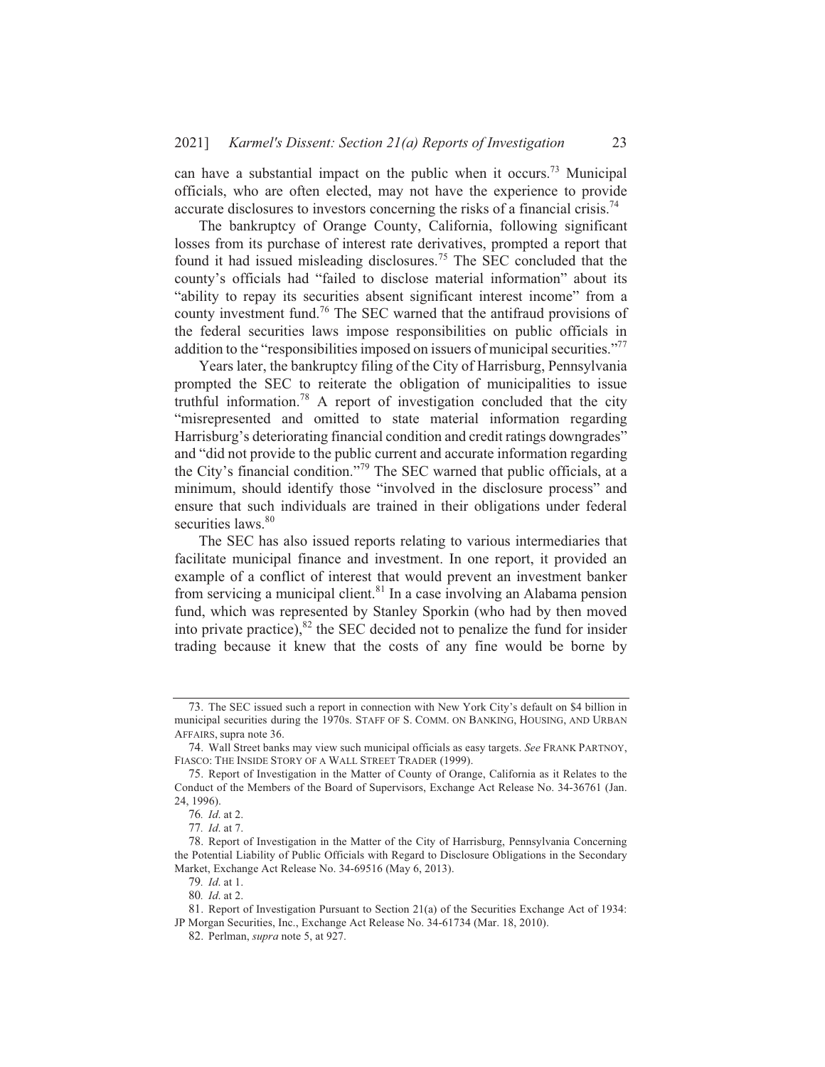can have a substantial impact on the public when it occurs.[73] Municipal officials, who are often elected, may not have the experience to provide accurate disclosures to investors concerning the risks of a financial crisis.[74]

The bankruptcy of Orange County, California, following significant losses from its purchase of interest rate derivatives, prompted a report that found it had issued misleading disclosures.[75] The SEC concluded that the county's officials had "failed to disclose material information" about its "ability to repay its securities absent significant interest income" from a county investment fund.[76] The SEC warned that the antifraud provisions of the federal securities laws impose responsibilities on public officials in addition to the "responsibilities imposed on issuers of municipal securities."[77]

Years later, the bankruptcy filing of the City of Harrisburg, Pennsylvania prompted the SEC to reiterate the obligation of municipalities to issue truthful information.[78] A report of investigation concluded that the city "misrepresented and omitted to state material information regarding Harrisburg's deteriorating financial condition and credit ratings downgrades" and "did not provide to the public current and accurate information regarding the City's financial condition."[79] The SEC warned that public officials, at a minimum, should identify those "involved in the disclosure process" and ensure that such individuals are trained in their obligations under federal securities laws.[80]

The SEC has also issued reports relating to various intermediaries that facilitate municipal finance and investment. In one report, it provided an example of a conflict of interest that would prevent an investment banker from servicing a municipal client.[81] In a case involving an Alabama pension fund, which was represented by Stanley Sporkin (who had by then moved into private practice),[82] the SEC decided not to penalize the fund for insider trading because it knew that the costs of any fine would be borne by

---

73. The SEC issued such a report in connection with New York City's default on $4 billion in municipal securities during the 1970s. STAFF OF S. COMM. ON BANKING, HOUSING, AND URBAN AFFAIRS, supra note 36.

74. Wall Street banks may view such municipal officials as easy targets. *See* FRANK PARTNOY, FIASCO: THE INSIDE STORY OF A WALL STREET TRADER (1999).

75. Report of Investigation in the Matter of County of Orange, California as it Relates to the Conduct of the Members of the Board of Supervisors, Exchange Act Release No. 34-36761 (Jan. 24, 1996).

76. *Id.* at 2.

77. *Id.* at 7.

78. Report of Investigation in the Matter of the City of Harrisburg, Pennsylvania Concerning the Potential Liability of Public Officials with Regard to Disclosure Obligations in the Secondary Market, Exchange Act Release No. 34-69516 (May 6, 2013).

79. *Id.* at 1.

80. *Id.* at 2.

81. Report of Investigation Pursuant to Section 21(a) of the Securities Exchange Act of 1934: JP Morgan Securities, Inc., Exchange Act Release No. 34-61734 (Mar. 18, 2010).

82. Perlman, *supra* note 5, at 927.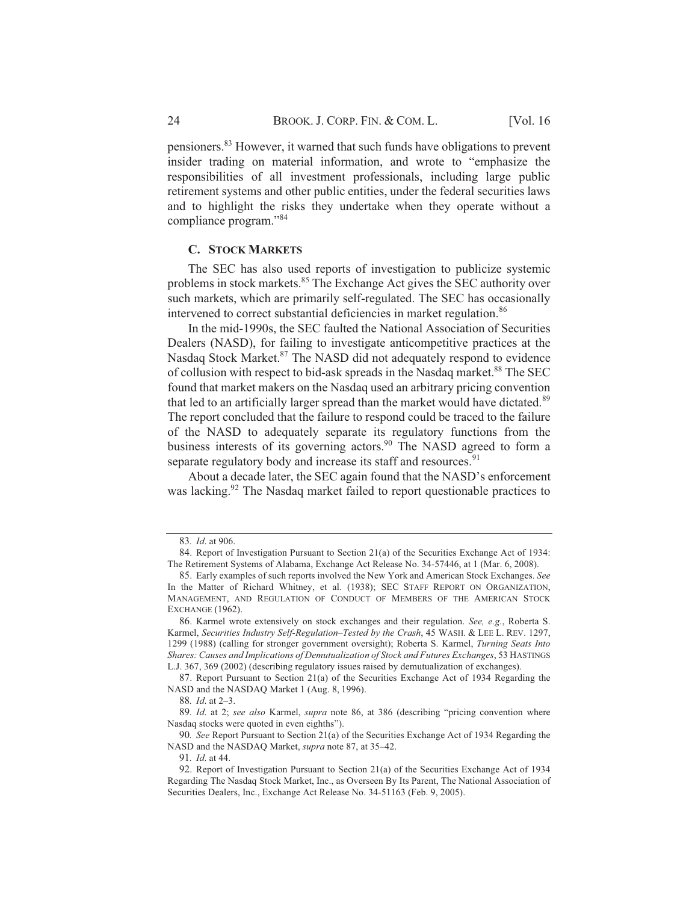pensioners.[83] However, it warned that such funds have obligations to prevent insider trading on material information, and wrote to "emphasize the responsibilities of all investment professionals, including large public retirement systems and other public entities, under the federal securities laws and to highlight the risks they undertake when they operate without a compliance program."[84]

### C. STOCK MARKETS

The SEC has also used reports of investigation to publicize systemic problems in stock markets.[85] The Exchange Act gives the SEC authority over such markets, which are primarily self-regulated. The SEC has occasionally intervened to correct substantial deficiencies in market regulation.[86]

In the mid-1990s, the SEC faulted the National Association of Securities Dealers (NASD), for failing to investigate anticompetitive practices at the Nasdaq Stock Market.[87] The NASD did not adequately respond to evidence of collusion with respect to bid-ask spreads in the Nasdaq market.[88] The SEC found that market makers on the Nasdaq used an arbitrary pricing convention that led to an artificially larger spread than the market would have dictated.[89] The report concluded that the failure to respond could be traced to the failure of the NASD to adequately separate its regulatory functions from the business interests of its governing actors.[90] The NASD agreed to form a separate regulatory body and increase its staff and resources.[91]

About a decade later, the SEC again found that the NASD's enforcement was lacking.[92] The Nasdaq market failed to report questionable practices to

---

83. *Id.* at 906.

84. Report of Investigation Pursuant to Section 21(a) of the Securities Exchange Act of 1934: The Retirement Systems of Alabama, Exchange Act Release No. 34-57446, at 1 (Mar. 6, 2008).

85. Early examples of such reports involved the New York and American Stock Exchanges. *See* In the Matter of Richard Whitney, et al. (1938); SEC STAFF REPORT ON ORGANIZATION, MANAGEMENT, AND REGULATION OF CONDUCT OF MEMBERS OF THE AMERICAN STOCK EXCHANGE (1962).

86. Karmel wrote extensively on stock exchanges and their regulation. *See, e.g.*, Roberta S. Karmel, *Securities Industry Self-Regulation–Tested by the Crash*, 45 WASH. & LEE L. REV. 1297, 1299 (1988) (calling for stronger government oversight); Roberta S. Karmel, *Turning Seats Into Shares: Causes and Implications of Demutualization of Stock and Futures Exchanges*, 53 HASTINGS L.J. 367, 369 (2002) (describing regulatory issues raised by demutualization of exchanges).

87. Report Pursuant to Section 21(a) of the Securities Exchange Act of 1934 Regarding the NASD and the NASDAQ Market 1 (Aug. 8, 1996).

88. *Id.* at 2–3.

89. *Id.* at 2; *see also* Karmel, *supra* note 86, at 386 (describing "pricing convention where Nasdaq stocks were quoted in even eighths").

90. *See* Report Pursuant to Section 21(a) of the Securities Exchange Act of 1934 Regarding the NASD and the NASDAQ Market, *supra* note 87, at 35–42.

91. *Id.* at 44.

92. Report of Investigation Pursuant to Section 21(a) of the Securities Exchange Act of 1934 Regarding The Nasdaq Stock Market, Inc., as Overseen By Its Parent, The National Association of Securities Dealers, Inc., Exchange Act Release No. 34-51163 (Feb. 9, 2005).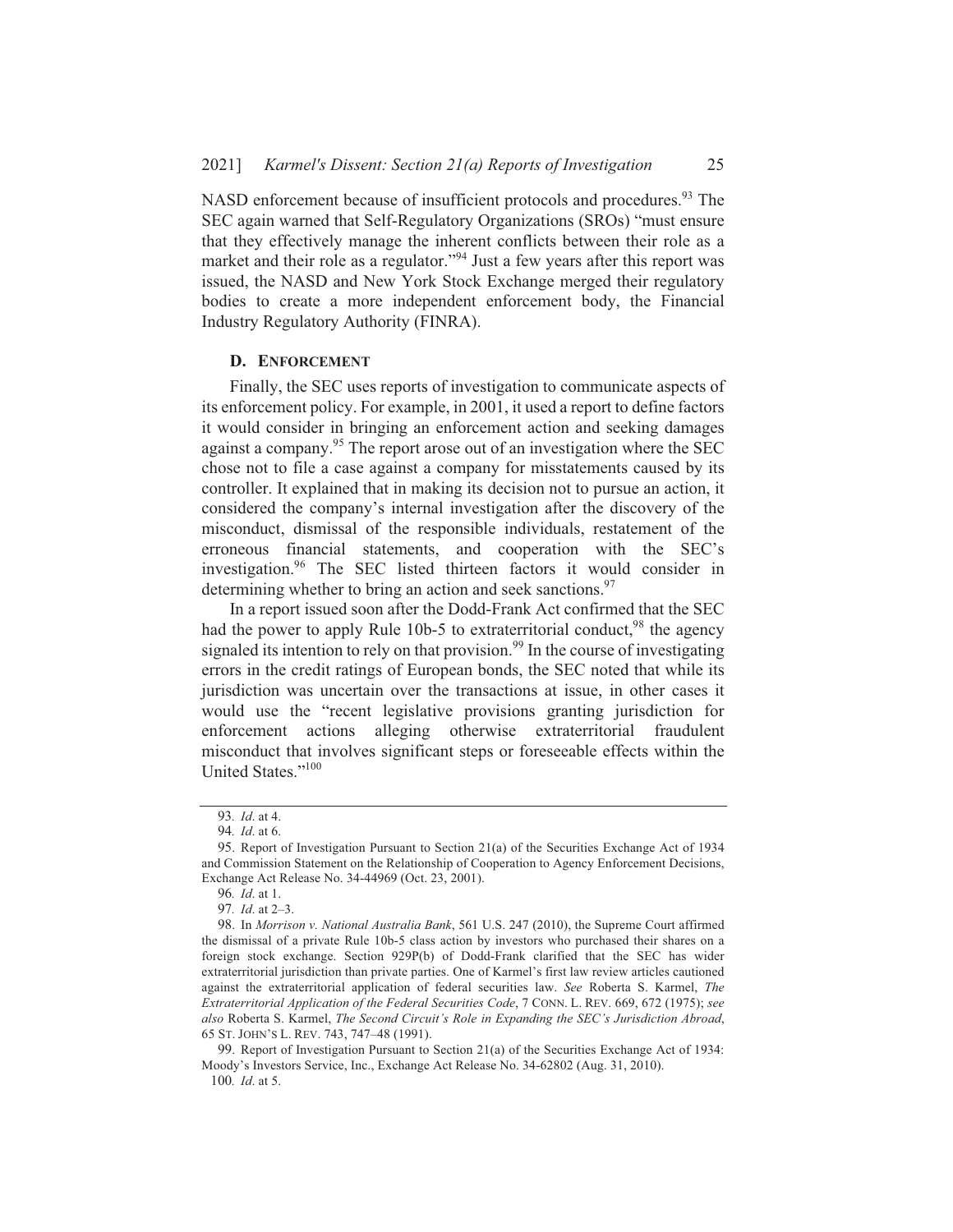NASD enforcement because of insufficient protocols and procedures.[93] The SEC again warned that Self-Regulatory Organizations (SROs) "must ensure that they effectively manage the inherent conflicts between their role as a market and their role as a regulator."[94] Just a few years after this report was issued, the NASD and New York Stock Exchange merged their regulatory bodies to create a more independent enforcement body, the Financial Industry Regulatory Authority (FINRA).

### D. ENFORCEMENT

Finally, the SEC uses reports of investigation to communicate aspects of its enforcement policy. For example, in 2001, it used a report to define factors it would consider in bringing an enforcement action and seeking damages against a company.[95] The report arose out of an investigation where the SEC chose not to file a case against a company for misstatements caused by its controller. It explained that in making its decision not to pursue an action, it considered the company's internal investigation after the discovery of the misconduct, dismissal of the responsible individuals, restatement of the erroneous financial statements, and cooperation with the SEC's investigation.[96] The SEC listed thirteen factors it would consider in determining whether to bring an action and seek sanctions.[97]

In a report issued soon after the Dodd-Frank Act confirmed that the SEC had the power to apply Rule 10b-5 to extraterritorial conduct,[98] the agency signaled its intention to rely on that provision.[99] In the course of investigating errors in the credit ratings of European bonds, the SEC noted that while its jurisdiction was uncertain over the transactions at issue, in other cases it would use the "recent legislative provisions granting jurisdiction for enforcement actions alleging otherwise extraterritorial fraudulent misconduct that involves significant steps or foreseeable effects within the United States."[100]

---

93. *Id.* at 4.

94. *Id.* at 6.

95. Report of Investigation Pursuant to Section 21(a) of the Securities Exchange Act of 1934 and Commission Statement on the Relationship of Cooperation to Agency Enforcement Decisions, Exchange Act Release No. 34-44969 (Oct. 23, 2001).

96. *Id.* at 1.

97. *Id.* at 2–3.

98. In *Morrison v. National Australia Bank*, 561 U.S. 247 (2010), the Supreme Court affirmed the dismissal of a private Rule 10b-5 class action by investors who purchased their shares on a foreign stock exchange. Section 929P(b) of Dodd-Frank clarified that the SEC has wider extraterritorial jurisdiction than private parties. One of Karmel's first law review articles cautioned against the extraterritorial application of federal securities law. *See* Roberta S. Karmel, *The Extraterritorial Application of the Federal Securities Code*, 7 CONN. L. REV. 669, 672 (1975); *see also* Roberta S. Karmel, *The Second Circuit's Role in Expanding the SEC's Jurisdiction Abroad*, 65 ST. JOHN'S L. REV. 743, 747–48 (1991).

99. Report of Investigation Pursuant to Section 21(a) of the Securities Exchange Act of 1934: Moody's Investors Service, Inc., Exchange Act Release No. 34-62802 (Aug. 31, 2010).

100. *Id.* at 5.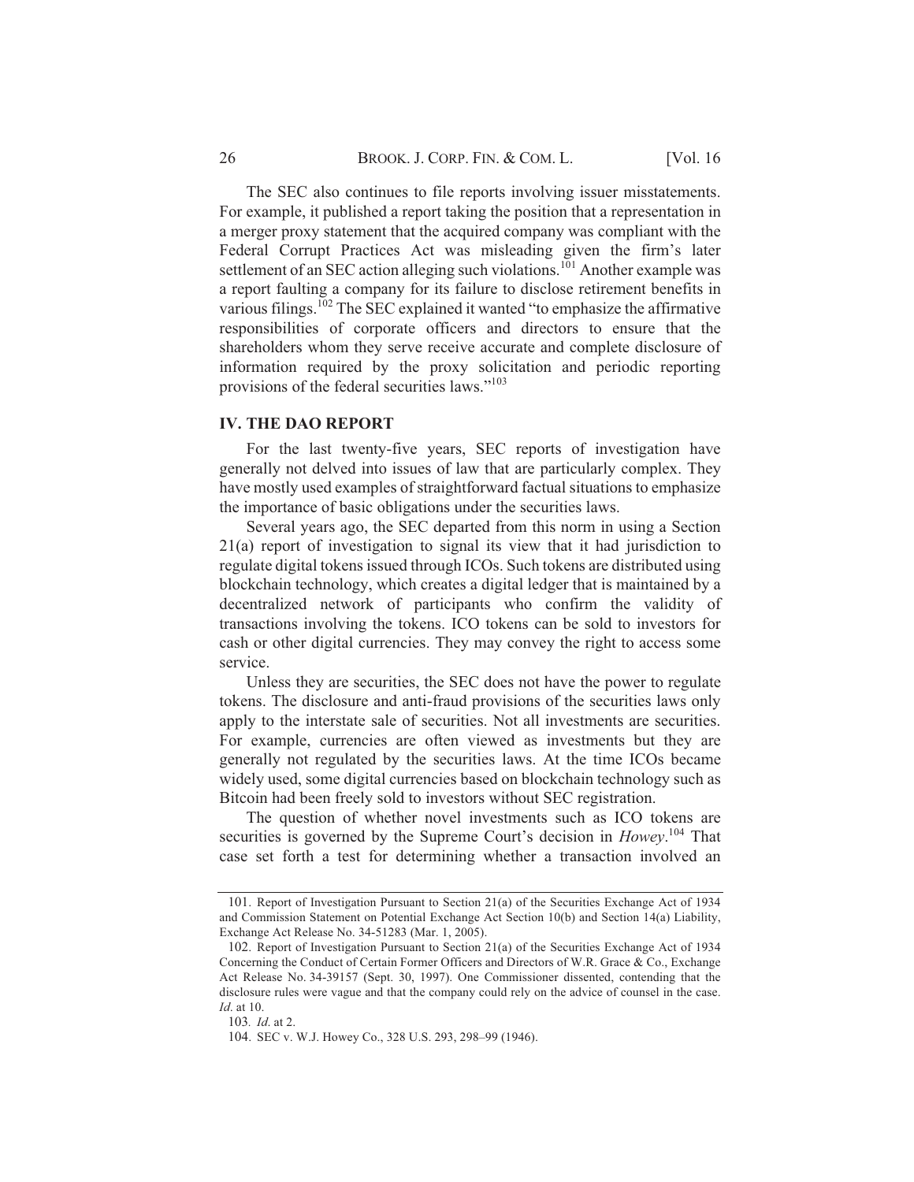The SEC also continues to file reports involving issuer misstatements. For example, it published a report taking the position that a representation in a merger proxy statement that the acquired company was compliant with the Federal Corrupt Practices Act was misleading given the firm's later settlement of an SEC action alleging such violations.[101] Another example was a report faulting a company for its failure to disclose retirement benefits in various filings.[102] The SEC explained it wanted "to emphasize the affirmative responsibilities of corporate officers and directors to ensure that the shareholders whom they serve receive accurate and complete disclosure of information required by the proxy solicitation and periodic reporting provisions of the federal securities laws."[103]

## IV. THE DAO REPORT

For the last twenty-five years, SEC reports of investigation have generally not delved into issues of law that are particularly complex. They have mostly used examples of straightforward factual situations to emphasize the importance of basic obligations under the securities laws.

Several years ago, the SEC departed from this norm in using a Section 21(a) report of investigation to signal its view that it had jurisdiction to regulate digital tokens issued through ICOs. Such tokens are distributed using blockchain technology, which creates a digital ledger that is maintained by a decentralized network of participants who confirm the validity of transactions involving the tokens. ICO tokens can be sold to investors for cash or other digital currencies. They may convey the right to access some service.

Unless they are securities, the SEC does not have the power to regulate tokens. The disclosure and anti-fraud provisions of the securities laws only apply to the interstate sale of securities. Not all investments are securities. For example, currencies are often viewed as investments but they are generally not regulated by the securities laws. At the time ICOs became widely used, some digital currencies based on blockchain technology such as Bitcoin had been freely sold to investors without SEC registration.

The question of whether novel investments such as ICO tokens are securities is governed by the Supreme Court's decision in *Howey*.[104] That case set forth a test for determining whether a transaction involved an

---

101. Report of Investigation Pursuant to Section 21(a) of the Securities Exchange Act of 1934 and Commission Statement on Potential Exchange Act Section 10(b) and Section 14(a) Liability, Exchange Act Release No. 34-51283 (Mar. 1, 2005).

102. Report of Investigation Pursuant to Section 21(a) of the Securities Exchange Act of 1934 Concerning the Conduct of Certain Former Officers and Directors of W.R. Grace & Co., Exchange Act Release No. 34-39157 (Sept. 30, 1997). One Commissioner dissented, contending that the disclosure rules were vague and that the company could rely on the advice of counsel in the case. *Id*. at 10.

103. *Id*. at 2.

104. SEC v. W.J. Howey Co., 328 U.S. 293, 298–99 (1946).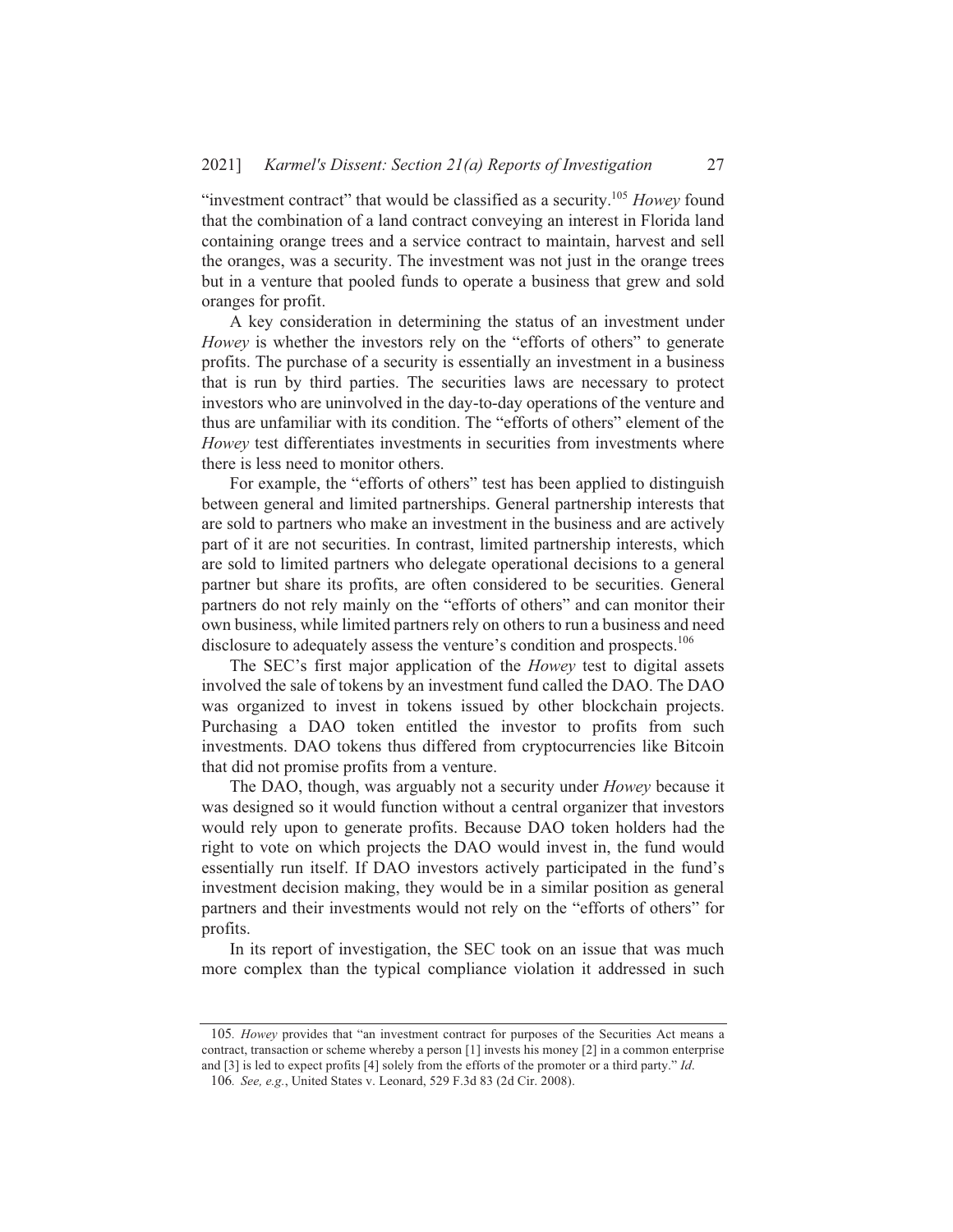"investment contract" that would be classified as a security.[105] *Howey* found that the combination of a land contract conveying an interest in Florida land containing orange trees and a service contract to maintain, harvest and sell the oranges, was a security. The investment was not just in the orange trees but in a venture that pooled funds to operate a business that grew and sold oranges for profit.

A key consideration in determining the status of an investment under *Howey* is whether the investors rely on the "efforts of others" to generate profits. The purchase of a security is essentially an investment in a business that is run by third parties. The securities laws are necessary to protect investors who are uninvolved in the day-to-day operations of the venture and thus are unfamiliar with its condition. The "efforts of others" element of the *Howey* test differentiates investments in securities from investments where there is less need to monitor others.

For example, the "efforts of others" test has been applied to distinguish between general and limited partnerships. General partnership interests that are sold to partners who make an investment in the business and are actively part of it are not securities. In contrast, limited partnership interests, which are sold to limited partners who delegate operational decisions to a general partner but share its profits, are often considered to be securities. General partners do not rely mainly on the "efforts of others" and can monitor their own business, while limited partners rely on others to run a business and need disclosure to adequately assess the venture's condition and prospects.[106]

The SEC's first major application of the *Howey* test to digital assets involved the sale of tokens by an investment fund called the DAO. The DAO was organized to invest in tokens issued by other blockchain projects. Purchasing a DAO token entitled the investor to profits from such investments. DAO tokens thus differed from cryptocurrencies like Bitcoin that did not promise profits from a venture.

The DAO, though, was arguably not a security under *Howey* because it was designed so it would function without a central organizer that investors would rely upon to generate profits. Because DAO token holders had the right to vote on which projects the DAO would invest in, the fund would essentially run itself. If DAO investors actively participated in the fund's investment decision making, they would be in a similar position as general partners and their investments would not rely on the "efforts of others" for profits.

In its report of investigation, the SEC took on an issue that was much more complex than the typical compliance violation it addressed in such

---

105. *Howey* provides that "an investment contract for purposes of the Securities Act means a contract, transaction or scheme whereby a person [1] invests his money [2] in a common enterprise and [3] is led to expect profits [4] solely from the efforts of the promoter or a third party." *Id*.

106. *See, e.g.*, United States v. Leonard, 529 F.3d 83 (2d Cir. 2008).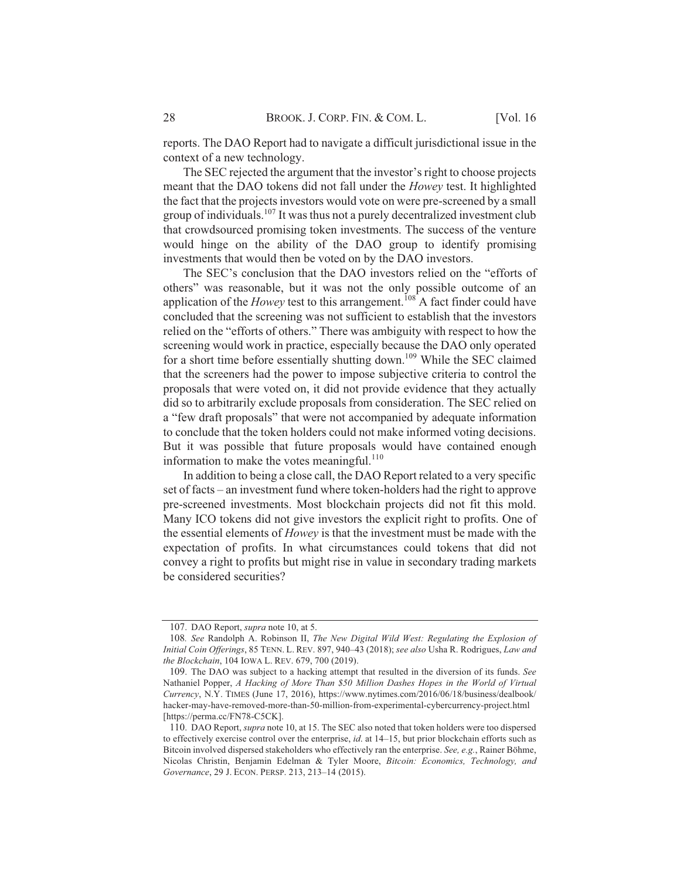reports. The DAO Report had to navigate a difficult jurisdictional issue in the context of a new technology.

The SEC rejected the argument that the investor's right to choose projects meant that the DAO tokens did not fall under the *Howey* test. It highlighted the fact that the projects investors would vote on were pre-screened by a small group of individuals.[107] It was thus not a purely decentralized investment club that crowdsourced promising token investments. The success of the venture would hinge on the ability of the DAO group to identify promising investments that would then be voted on by the DAO investors.

The SEC's conclusion that the DAO investors relied on the "efforts of others" was reasonable, but it was not the only possible outcome of an application of the *Howey* test to this arrangement.[108] A fact finder could have concluded that the screening was not sufficient to establish that the investors relied on the "efforts of others." There was ambiguity with respect to how the screening would work in practice, especially because the DAO only operated for a short time before essentially shutting down.[109] While the SEC claimed that the screeners had the power to impose subjective criteria to control the proposals that were voted on, it did not provide evidence that they actually did so to arbitrarily exclude proposals from consideration. The SEC relied on a "few draft proposals" that were not accompanied by adequate information to conclude that the token holders could not make informed voting decisions. But it was possible that future proposals would have contained enough information to make the votes meaningful.[110]

In addition to being a close call, the DAO Report related to a very specific set of facts – an investment fund where token-holders had the right to approve pre-screened investments. Most blockchain projects did not fit this mold. Many ICO tokens did not give investors the explicit right to profits. One of the essential elements of *Howey* is that the investment must be made with the expectation of profits. In what circumstances could tokens that did not convey a right to profits but might rise in value in secondary trading markets be considered securities?

---

107. DAO Report, *supra* note 10, at 5.

108. *See* Randolph A. Robinson II, *The New Digital Wild West: Regulating the Explosion of Initial Coin Offerings*, 85 TENN. L. REV. 897, 940–43 (2018); *see also* Usha R. Rodrigues, *Law and the Blockchain*, 104 IOWA L. REV. 679, 700 (2019).

109. The DAO was subject to a hacking attempt that resulted in the diversion of its funds. *See* Nathaniel Popper, *A Hacking of More Than $50 Million Dashes Hopes in the World of Virtual Currency*, N.Y. TIMES (June 17, 2016), https://www.nytimes.com/2016/06/18/business/dealbook/hacker-may-have-removed-more-than-50-million-from-experimental-cybercurrency-project.html [https://perma.cc/FN78-C5CK].

110. DAO Report, *supra* note 10, at 15. The SEC also noted that token holders were too dispersed to effectively exercise control over the enterprise, *id.* at 14–15, but prior blockchain efforts such as Bitcoin involved dispersed stakeholders who effectively ran the enterprise. *See, e.g.*, Rainer Böhme, Nicolas Christin, Benjamin Edelman & Tyler Moore, *Bitcoin: Economics, Technology, and Governance*, 29 J. ECON. PERSP. 213, 213–14 (2015).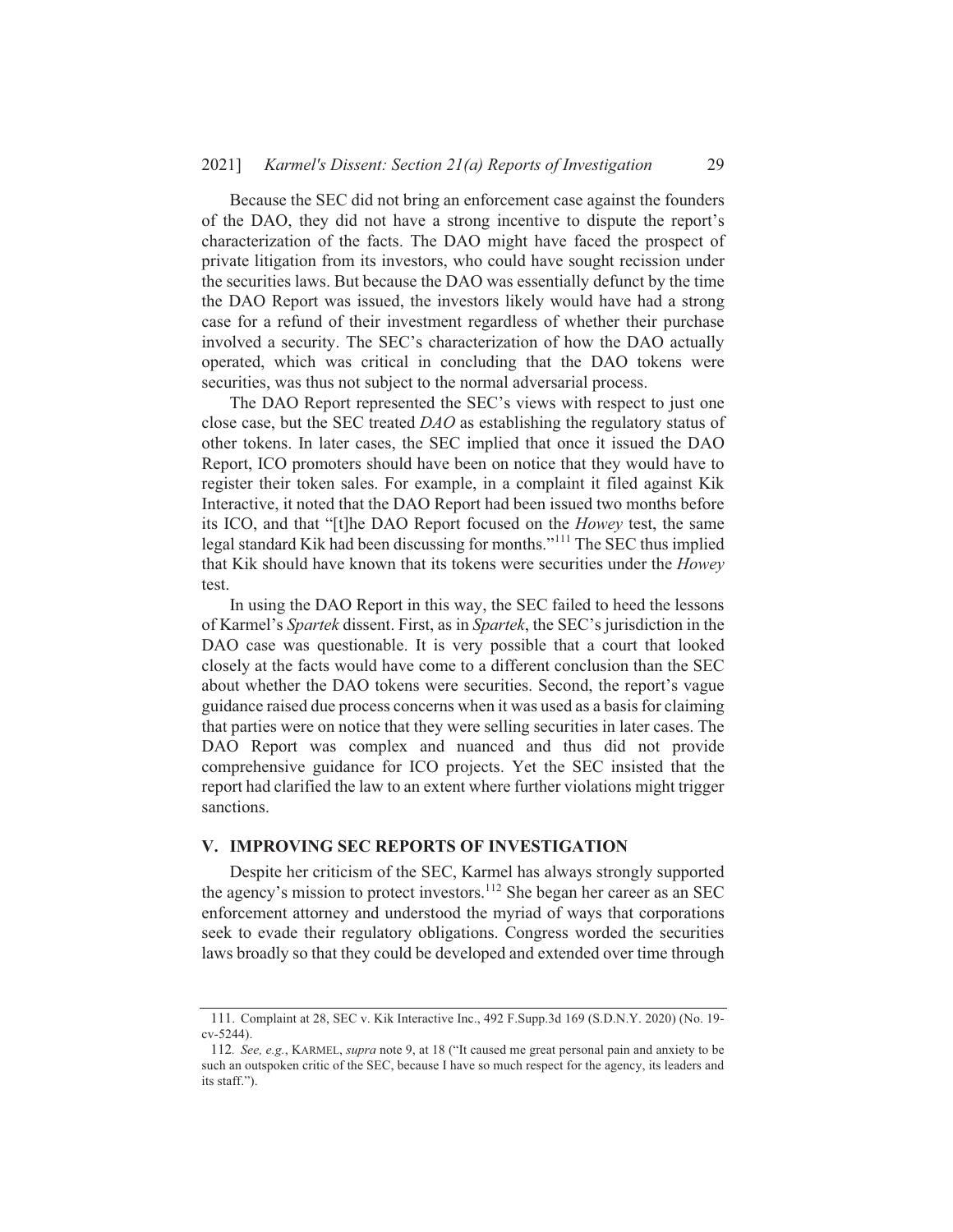Because the SEC did not bring an enforcement case against the founders of the DAO, they did not have a strong incentive to dispute the report's characterization of the facts. The DAO might have faced the prospect of private litigation from its investors, who could have sought recission under the securities laws. But because the DAO was essentially defunct by the time the DAO Report was issued, the investors likely would have had a strong case for a refund of their investment regardless of whether their purchase involved a security. The SEC's characterization of how the DAO actually operated, which was critical in concluding that the DAO tokens were securities, was thus not subject to the normal adversarial process.

The DAO Report represented the SEC's views with respect to just one close case, but the SEC treated *DAO* as establishing the regulatory status of other tokens. In later cases, the SEC implied that once it issued the DAO Report, ICO promoters should have been on notice that they would have to register their token sales. For example, in a complaint it filed against Kik Interactive, it noted that the DAO Report had been issued two months before its ICO, and that "[t]he DAO Report focused on the *Howey* test, the same legal standard Kik had been discussing for months."[111] The SEC thus implied that Kik should have known that its tokens were securities under the *Howey* test.

In using the DAO Report in this way, the SEC failed to heed the lessons of Karmel's *Spartek* dissent. First, as in *Spartek*, the SEC's jurisdiction in the DAO case was questionable. It is very possible that a court that looked closely at the facts would have come to a different conclusion than the SEC about whether the DAO tokens were securities. Second, the report's vague guidance raised due process concerns when it was used as a basis for claiming that parties were on notice that they were selling securities in later cases. The DAO Report was complex and nuanced and thus did not provide comprehensive guidance for ICO projects. Yet the SEC insisted that the report had clarified the law to an extent where further violations might trigger sanctions.

## V. IMPROVING SEC REPORTS OF INVESTIGATION

Despite her criticism of the SEC, Karmel has always strongly supported the agency's mission to protect investors.[112] She began her career as an SEC enforcement attorney and understood the myriad of ways that corporations seek to evade their regulatory obligations. Congress worded the securities laws broadly so that they could be developed and extended over time through

---

111. Complaint at 28, SEC v. Kik Interactive Inc., 492 F.Supp.3d 169 (S.D.N.Y. 2020) (No. 19-cv-5244).

112. *See, e.g.*, KARMEL, *supra* note 9, at 18 ("It caused me great personal pain and anxiety to be such an outspoken critic of the SEC, because I have so much respect for the agency, its leaders and its staff.").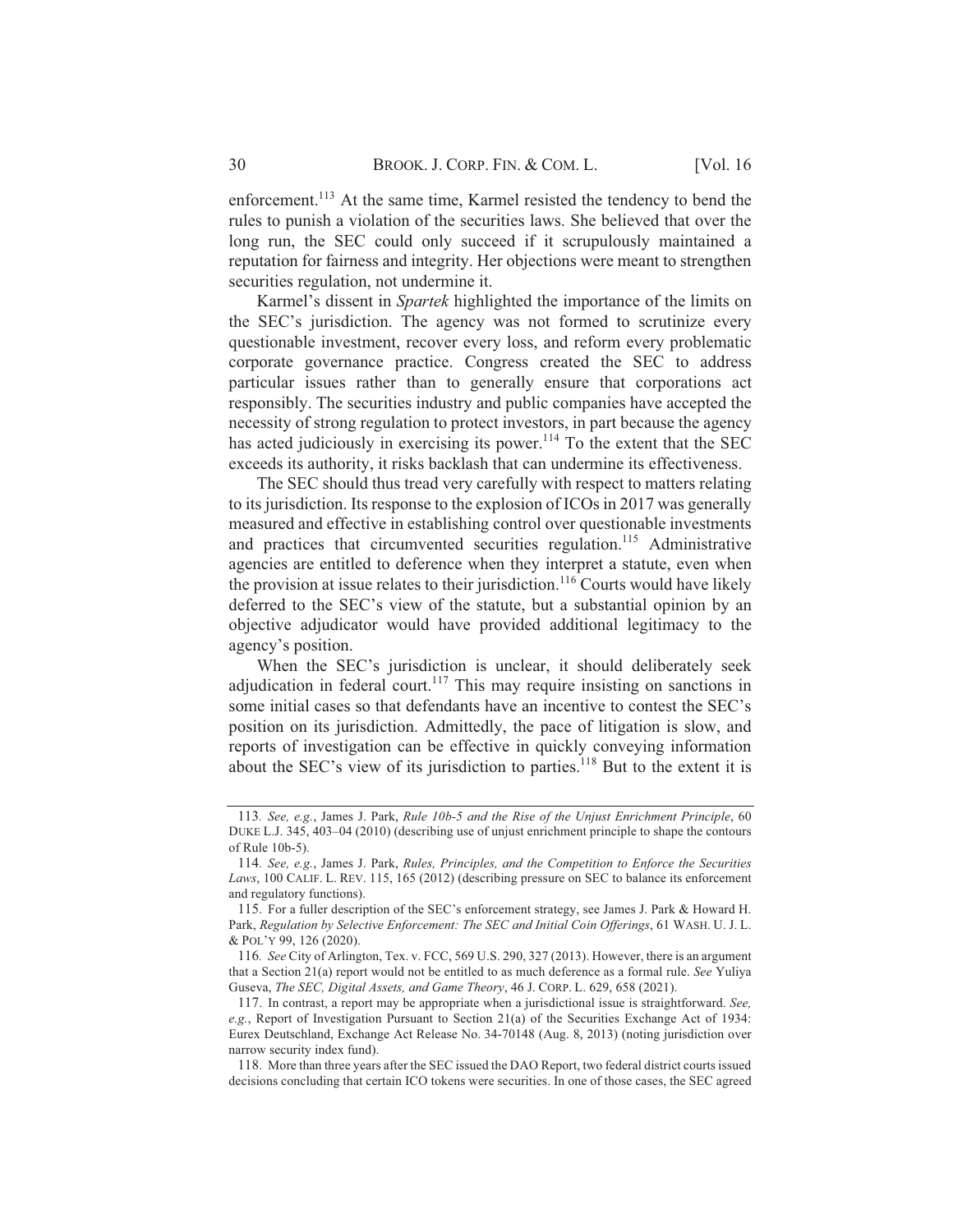enforcement.[113] At the same time, Karmel resisted the tendency to bend the rules to punish a violation of the securities laws. She believed that over the long run, the SEC could only succeed if it scrupulously maintained a reputation for fairness and integrity. Her objections were meant to strengthen securities regulation, not undermine it.

Karmel's dissent in *Spartek* highlighted the importance of the limits on the SEC's jurisdiction. The agency was not formed to scrutinize every questionable investment, recover every loss, and reform every problematic corporate governance practice. Congress created the SEC to address particular issues rather than to generally ensure that corporations act responsibly. The securities industry and public companies have accepted the necessity of strong regulation to protect investors, in part because the agency has acted judiciously in exercising its power.[114] To the extent that the SEC exceeds its authority, it risks backlash that can undermine its effectiveness.

The SEC should thus tread very carefully with respect to matters relating to its jurisdiction. Its response to the explosion of ICOs in 2017 was generally measured and effective in establishing control over questionable investments and practices that circumvented securities regulation.[115] Administrative agencies are entitled to deference when they interpret a statute, even when the provision at issue relates to their jurisdiction.[116] Courts would have likely deferred to the SEC's view of the statute, but a substantial opinion by an objective adjudicator would have provided additional legitimacy to the agency's position.

When the SEC's jurisdiction is unclear, it should deliberately seek adjudication in federal court.[117] This may require insisting on sanctions in some initial cases so that defendants have an incentive to contest the SEC's position on its jurisdiction. Admittedly, the pace of litigation is slow, and reports of investigation can be effective in quickly conveying information about the SEC's view of its jurisdiction to parties.[118] But to the extent it is

---

113. *See, e.g.*, James J. Park, *Rule 10b-5 and the Rise of the Unjust Enrichment Principle*, 60 DUKE L.J. 345, 403–04 (2010) (describing use of unjust enrichment principle to shape the contours of Rule 10b-5).

114. *See, e.g.*, James J. Park, *Rules, Principles, and the Competition to Enforce the Securities Laws*, 100 CALIF. L. REV. 115, 165 (2012) (describing pressure on SEC to balance its enforcement and regulatory functions).

115. For a fuller description of the SEC's enforcement strategy, see James J. Park & Howard H. Park, *Regulation by Selective Enforcement: The SEC and Initial Coin Offerings*, 61 WASH. U. J. L. & POL'Y 99, 126 (2020).

116. *See* City of Arlington, Tex. v. FCC, 569 U.S. 290, 327 (2013). However, there is an argument that a Section 21(a) report would not be entitled to as much deference as a formal rule. *See* Yuliya Guseva, *The SEC, Digital Assets, and Game Theory*, 46 J. CORP. L. 629, 658 (2021).

117. In contrast, a report may be appropriate when a jurisdictional issue is straightforward. *See, e.g.*, Report of Investigation Pursuant to Section 21(a) of the Securities Exchange Act of 1934: Eurex Deutschland, Exchange Act Release No. 34-70148 (Aug. 8, 2013) (noting jurisdiction over narrow security index fund).

118. More than three years after the SEC issued the DAO Report, two federal district courts issued decisions concluding that certain ICO tokens were securities. In one of those cases, the SEC agreed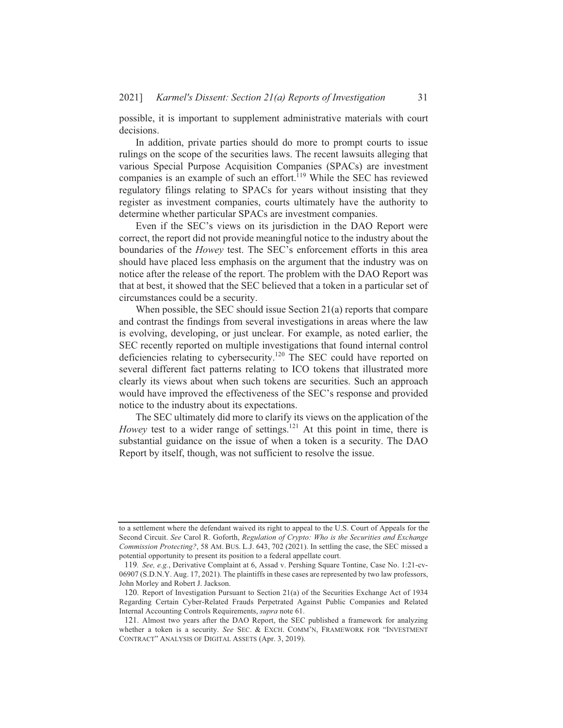possible, it is important to supplement administrative materials with court decisions.

In addition, private parties should do more to prompt courts to issue rulings on the scope of the securities laws. The recent lawsuits alleging that various Special Purpose Acquisition Companies (SPACs) are investment companies is an example of such an effort.[119] While the SEC has reviewed regulatory filings relating to SPACs for years without insisting that they register as investment companies, courts ultimately have the authority to determine whether particular SPACs are investment companies.

Even if the SEC's views on its jurisdiction in the DAO Report were correct, the report did not provide meaningful notice to the industry about the boundaries of the *Howey* test. The SEC's enforcement efforts in this area should have placed less emphasis on the argument that the industry was on notice after the release of the report. The problem with the DAO Report was that at best, it showed that the SEC believed that a token in a particular set of circumstances could be a security.

When possible, the SEC should issue Section 21(a) reports that compare and contrast the findings from several investigations in areas where the law is evolving, developing, or just unclear. For example, as noted earlier, the SEC recently reported on multiple investigations that found internal control deficiencies relating to cybersecurity.[120] The SEC could have reported on several different fact patterns relating to ICO tokens that illustrated more clearly its views about when such tokens are securities. Such an approach would have improved the effectiveness of the SEC's response and provided notice to the industry about its expectations.

The SEC ultimately did more to clarify its views on the application of the *Howey* test to a wider range of settings.[121] At this point in time, there is substantial guidance on the issue of when a token is a security. The DAO Report by itself, though, was not sufficient to resolve the issue.

---

to a settlement where the defendant waived its right to appeal to the U.S. Court of Appeals for the Second Circuit. *See* Carol R. Goforth, *Regulation of Crypto: Who is the Securities and Exchange Commission Protecting?*, 58 AM. BUS. L.J. 643, 702 (2021). In settling the case, the SEC missed a potential opportunity to present its position to a federal appellate court.

119. *See, e.g.*, Derivative Complaint at 6, Assad v. Pershing Square Tontine, Case No. 1:21-cv-06907 (S.D.N.Y. Aug. 17, 2021). The plaintiffs in these cases are represented by two law professors, John Morley and Robert J. Jackson.

120. Report of Investigation Pursuant to Section 21(a) of the Securities Exchange Act of 1934 Regarding Certain Cyber-Related Frauds Perpetrated Against Public Companies and Related Internal Accounting Controls Requirements, *supra* note 61.

121. Almost two years after the DAO Report, the SEC published a framework for analyzing whether a token is a security. *See* SEC. & EXCH. COMM'N, FRAMEWORK FOR "INVESTMENT CONTRACT" ANALYSIS OF DIGITAL ASSETS (Apr. 3, 2019).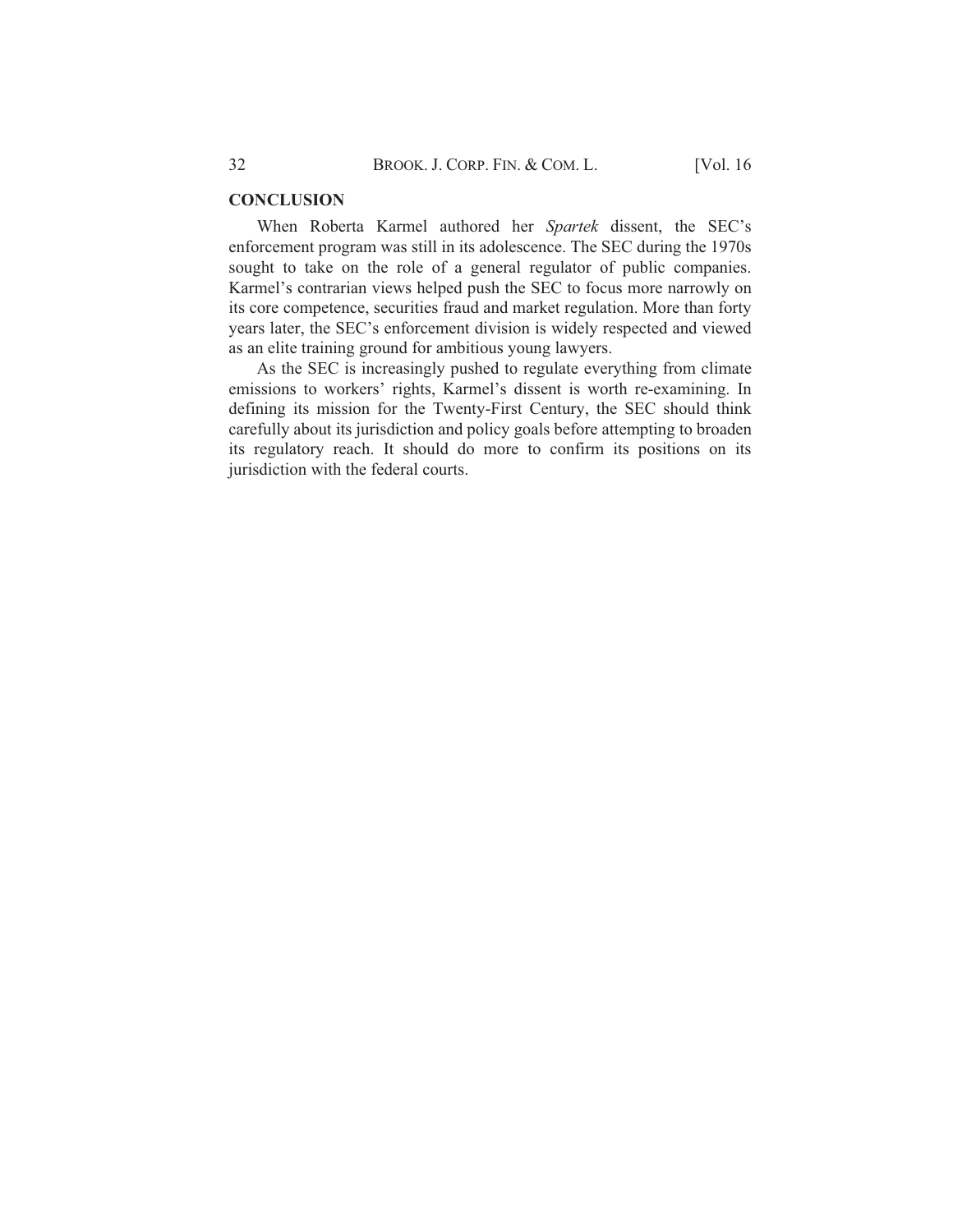## CONCLUSION

When Roberta Karmel authored her *Spartek* dissent, the SEC's enforcement program was still in its adolescence. The SEC during the 1970s sought to take on the role of a general regulator of public companies. Karmel's contrarian views helped push the SEC to focus more narrowly on its core competence, securities fraud and market regulation. More than forty years later, the SEC's enforcement division is widely respected and viewed as an elite training ground for ambitious young lawyers.

As the SEC is increasingly pushed to regulate everything from climate emissions to workers' rights, Karmel's dissent is worth re-examining. In defining its mission for the Twenty-First Century, the SEC should think carefully about its jurisdiction and policy goals before attempting to broaden its regulatory reach. It should do more to confirm its positions on its jurisdiction with the federal courts.